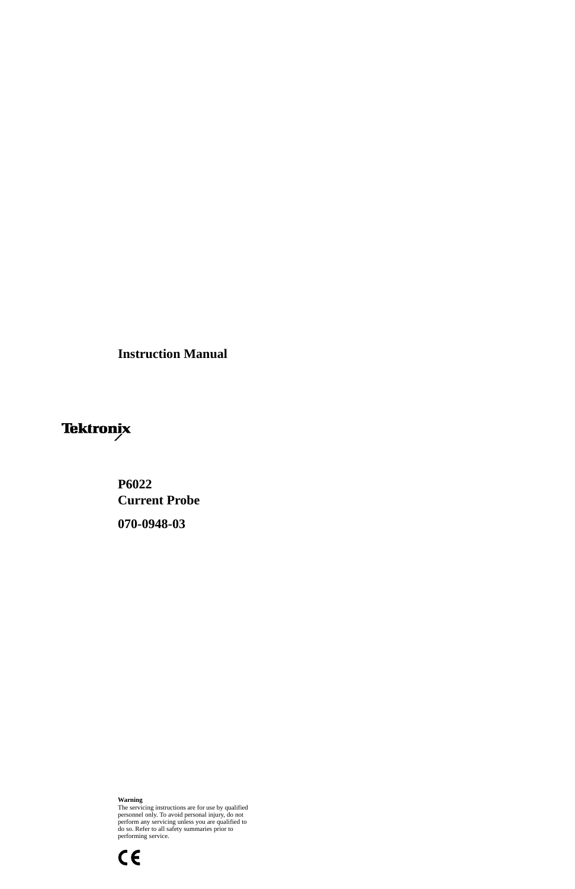**Instruction Manual**

Tektronix

# P6022
# Current Probe

**070-0948-03**

**Warning**

The servicing instructions are for use by qualified personnel only. To avoid personal injury, do not perform any servicing unless you are qualified to do so. Refer to all safety summaries prior to performing service.

CE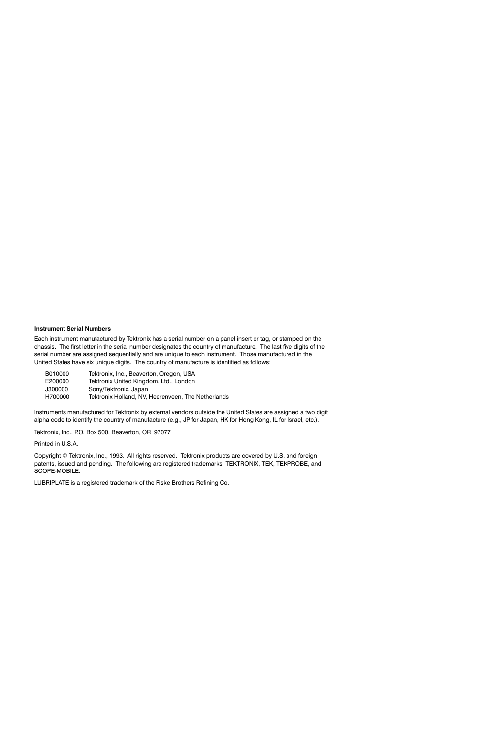**Instrument Serial Numbers**

Each instrument manufactured by Tektronix has a serial number on a panel insert or tag, or stamped on the chassis. The first letter in the serial number designates the country of manufacture. The last five digits of the serial number are assigned sequentially and are unique to each instrument. Those manufactured in the United States have six unique digits. The country of manufacture is identified as follows:

| | |
|---|---|
| B010000 | Tektronix, Inc., Beaverton, Oregon, USA |
| E200000 | Tektronix United Kingdom, Ltd., London |
| J300000 | Sony/Tektronix, Japan |
| H700000 | Tektronix Holland, NV, Heerenveen, The Netherlands |

Instruments manufactured for Tektronix by external vendors outside the United States are assigned a two digit alpha code to identify the country of manufacture (e.g., JP for Japan, HK for Hong Kong, IL for Israel, etc.).

Tektronix, Inc., P.O. Box 500, Beaverton, OR 97077

Printed in U.S.A.

Copyright © Tektronix, Inc., 1993. All rights reserved. Tektronix products are covered by U.S. and foreign patents, issued and pending. The following are registered trademarks: TEKTRONIX, TEK, TEKPROBE, and SCOPE-MOBILE.

LUBRIPLATE is a registered trademark of the Fiske Brothers Refining Co.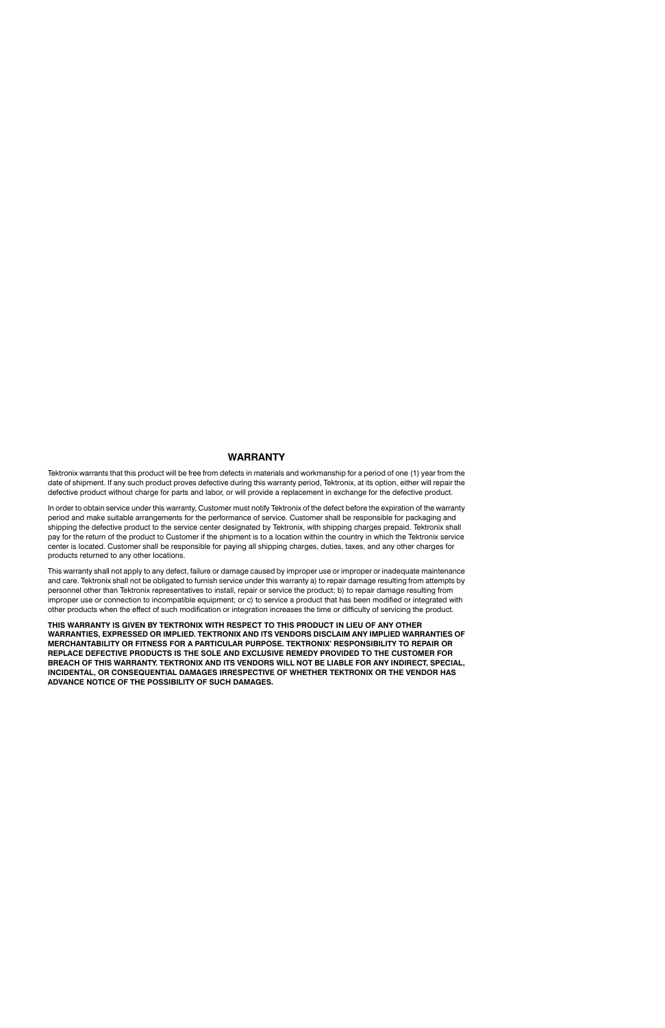## WARRANTY

Tektronix warrants that this product will be free from defects in materials and workmanship for a period of one (1) year from the date of shipment. If any such product proves defective during this warranty period, Tektronix, at its option, either will repair the defective product without charge for parts and labor, or will provide a replacement in exchange for the defective product.

In order to obtain service under this warranty, Customer must notify Tektronix of the defect before the expiration of the warranty period and make suitable arrangements for the performance of service. Customer shall be responsible for packaging and shipping the defective product to the service center designated by Tektronix, with shipping charges prepaid. Tektronix shall pay for the return of the product to Customer if the shipment is to a location within the country in which the Tektronix service center is located. Customer shall be responsible for paying all shipping charges, duties, taxes, and any other charges for products returned to any other locations.

This warranty shall not apply to any defect, failure or damage caused by improper use or improper or inadequate maintenance and care. Tektronix shall not be obligated to furnish service under this warranty a) to repair damage resulting from attempts by personnel other than Tektronix representatives to install, repair or service the product; b) to repair damage resulting from improper use or connection to incompatible equipment; or c) to service a product that has been modified or integrated with other products when the effect of such modification or integration increases the time or difficulty of servicing the product.

**THIS WARRANTY IS GIVEN BY TEKTRONIX WITH RESPECT TO THIS PRODUCT IN LIEU OF ANY OTHER WARRANTIES, EXPRESSED OR IMPLIED. TEKTRONIX AND ITS VENDORS DISCLAIM ANY IMPLIED WARRANTIES OF MERCHANTABILITY OR FITNESS FOR A PARTICULAR PURPOSE. TEKTRONIX' RESPONSIBILITY TO REPAIR OR REPLACE DEFECTIVE PRODUCTS IS THE SOLE AND EXCLUSIVE REMEDY PROVIDED TO THE CUSTOMER FOR BREACH OF THIS WARRANTY. TEKTRONIX AND ITS VENDORS WILL NOT BE LIABLE FOR ANY INDIRECT, SPECIAL, INCIDENTAL, OR CONSEQUENTIAL DAMAGES IRRESPECTIVE OF WHETHER TEKTRONIX OR THE VENDOR HAS ADVANCE NOTICE OF THE POSSIBILITY OF SUCH DAMAGES.**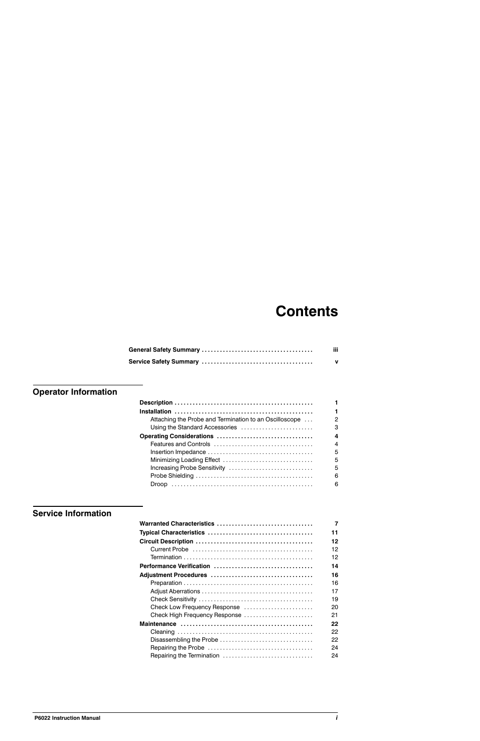# Contents

| | |
|---|---|
| **General Safety Summary** | **iii** |
| **Service Safety Summary** | **v** |

## Operator Information

| | |
|---|---|
| **Description** | **1** |
| **Installation** | **1** |
| Attaching the Probe and Termination to an Oscilloscope | 2 |
| Using the Standard Accessories | 3 |
| **Operating Considerations** | **4** |
| Features and Controls | 4 |
| Insertion Impedance | 5 |
| Minimizing Loading Effect | 5 |
| Increasing Probe Sensitivity | 5 |
| Probe Shielding | 6 |
| Droop | 6 |

## Service Information

| | |
|---|---|
| **Warranted Characteristics** | **7** |
| **Typical Characteristics** | **11** |
| **Circuit Description** | **12** |
| Current Probe | 12 |
| Termination | 12 |
| **Performance Verification** | **14** |
| **Adjustment Procedures** | **16** |
| Preparation | 16 |
| Adjust Aberrations | 17 |
| Check Sensitivity | 19 |
| Check Low Frequency Response | 20 |
| Check High Frequency Response | 21 |
| **Maintenance** | **22** |
| Cleaning | 22 |
| Disassembling the Probe | 22 |
| Repairing the Probe | 24 |
| Repairing the Termination | 24 |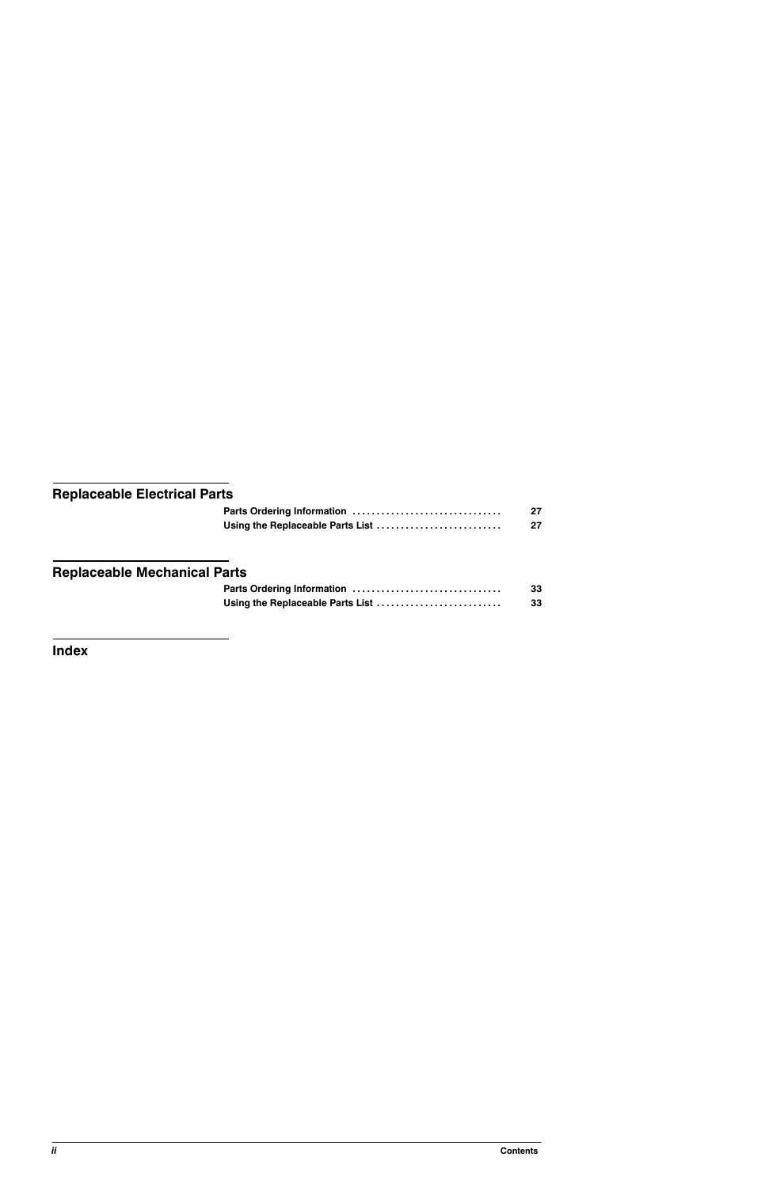## Replaceable Electrical Parts

| | |
|---|---|
| Parts Ordering Information | 27 |
| Using the Replaceable Parts List | 27 |

## Replaceable Mechanical Parts

| | |
|---|---|
| Parts Ordering Information | 33 |
| Using the Replaceable Parts List | 33 |

## Index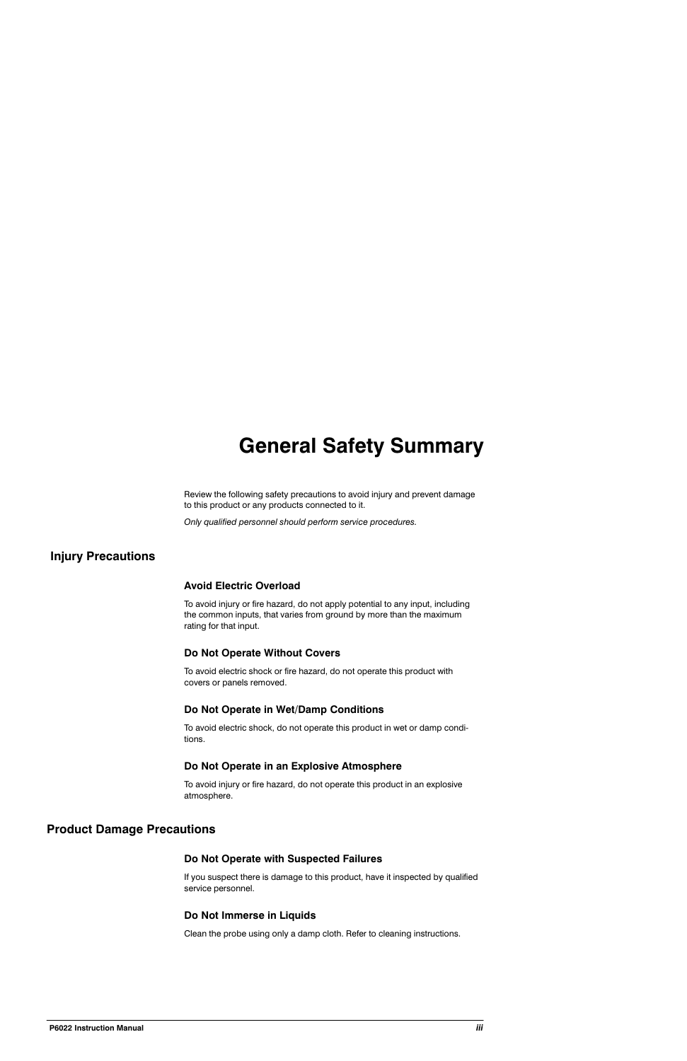# General Safety Summary

Review the following safety precautions to avoid injury and prevent damage to this product or any products connected to it.

*Only qualified personnel should perform service procedures.*

## Injury Precautions

### Avoid Electric Overload

To avoid injury or fire hazard, do not apply potential to any input, including the common inputs, that varies from ground by more than the maximum rating for that input.

### Do Not Operate Without Covers

To avoid electric shock or fire hazard, do not operate this product with covers or panels removed.

### Do Not Operate in Wet/Damp Conditions

To avoid electric shock, do not operate this product in wet or damp conditions.

### Do Not Operate in an Explosive Atmosphere

To avoid injury or fire hazard, do not operate this product in an explosive atmosphere.

## Product Damage Precautions

### Do Not Operate with Suspected Failures

If you suspect there is damage to this product, have it inspected by qualified service personnel.

### Do Not Immerse in Liquids

Clean the probe using only a damp cloth. Refer to cleaning instructions.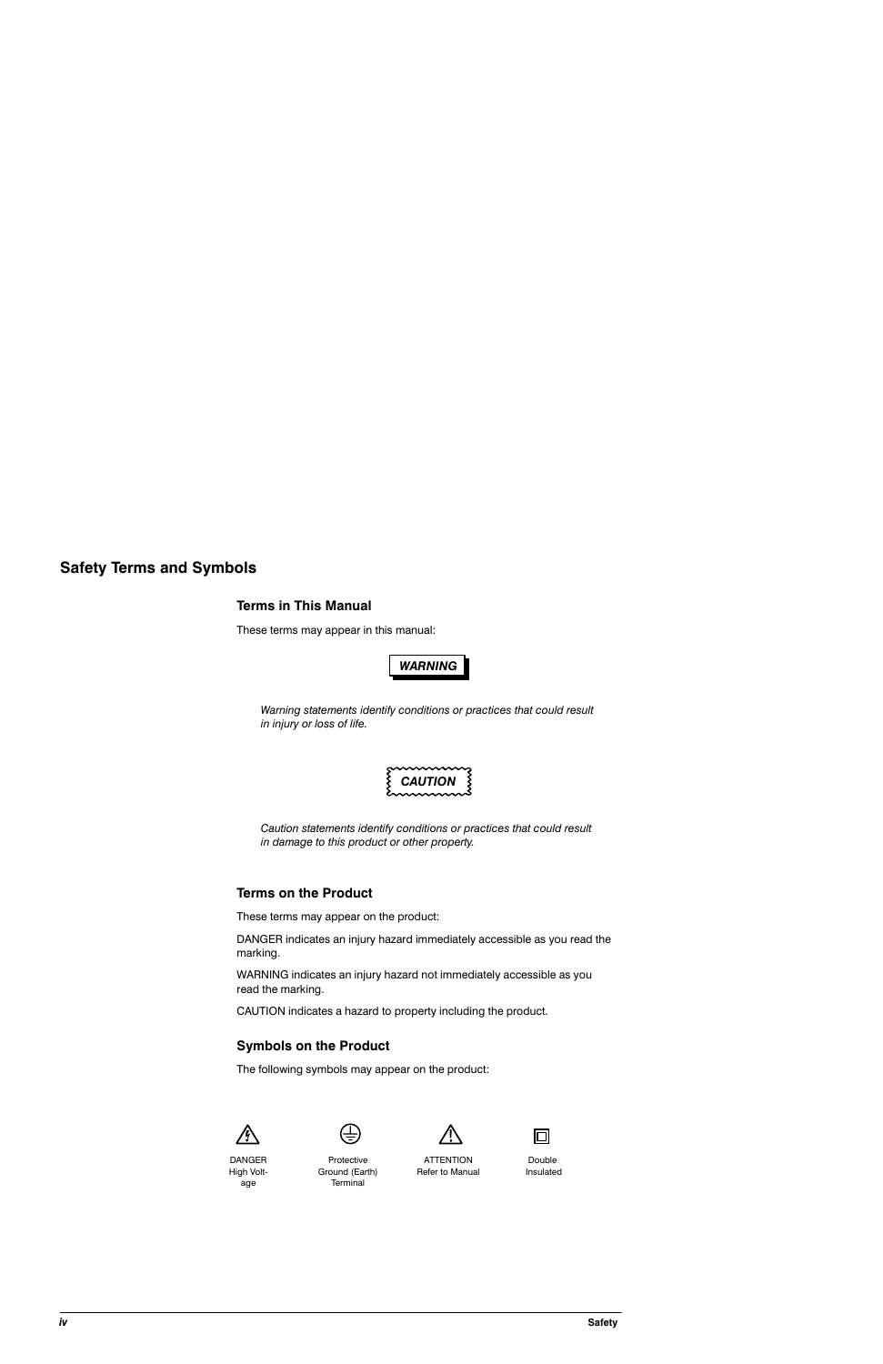## Safety Terms and Symbols

### Terms in This Manual

These terms may appear in this manual:

**WARNING**

*Warning statements identify conditions or practices that could result in injury or loss of life.*

**CAUTION**

*Caution statements identify conditions or practices that could result in damage to this product or other property.*

### Terms on the Product

These terms may appear on the product:

DANGER indicates an injury hazard immediately accessible as you read the marking.

WARNING indicates an injury hazard not immediately accessible as you read the marking.

CAUTION indicates a hazard to property including the product.

### Symbols on the Product

The following symbols may appear on the product:

| DANGER High Voltage | Protective Ground (Earth) Terminal | ATTENTION Refer to Manual | Double Insulated |
| --- | --- | --- | --- |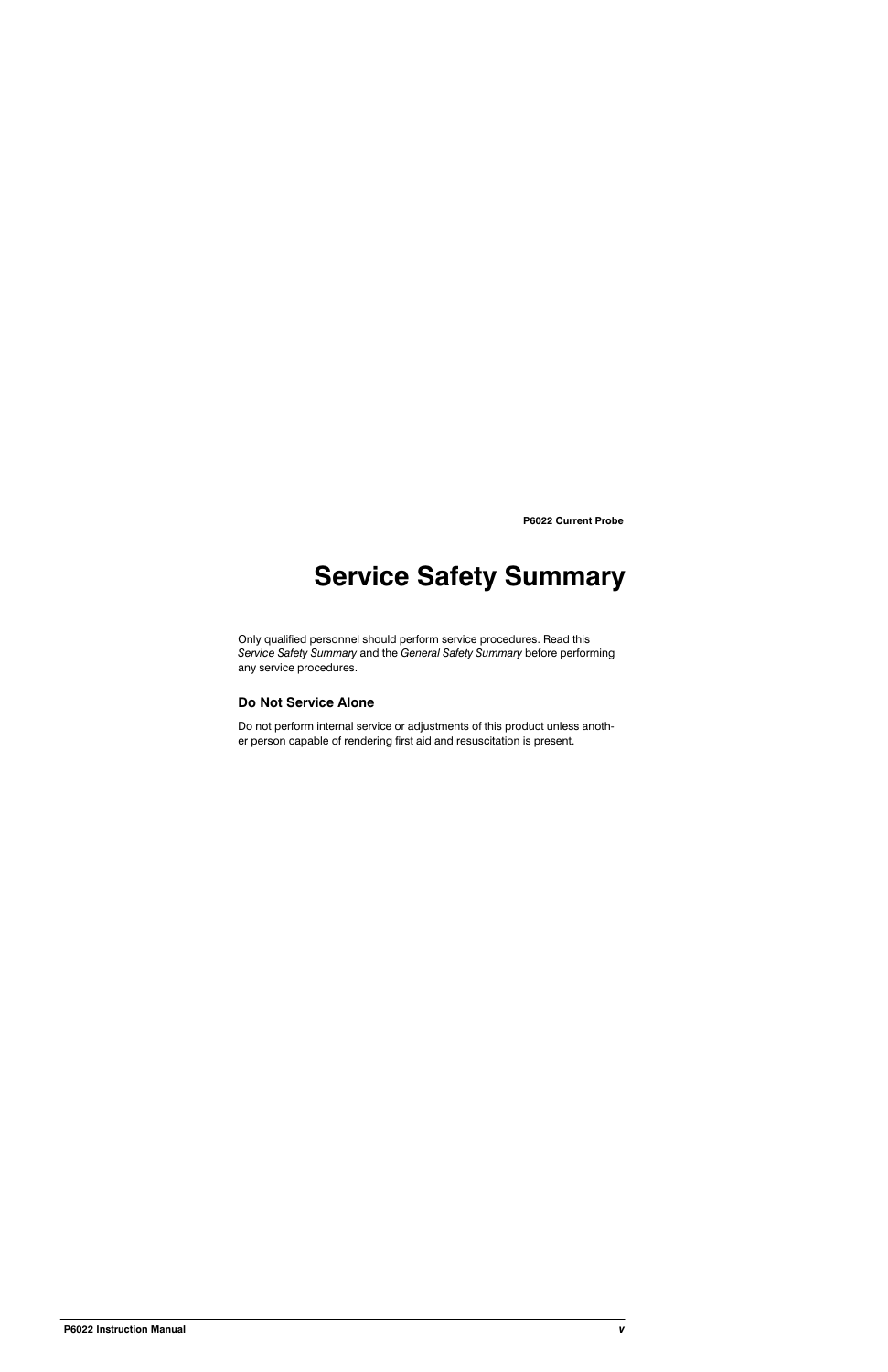# Service Safety Summary

Only qualified personnel should perform service procedures. Read this *Service Safety Summary* and the *General Safety Summary* before performing any service procedures.

### Do Not Service Alone

Do not perform internal service or adjustments of this product unless another person capable of rendering first aid and resuscitation is present.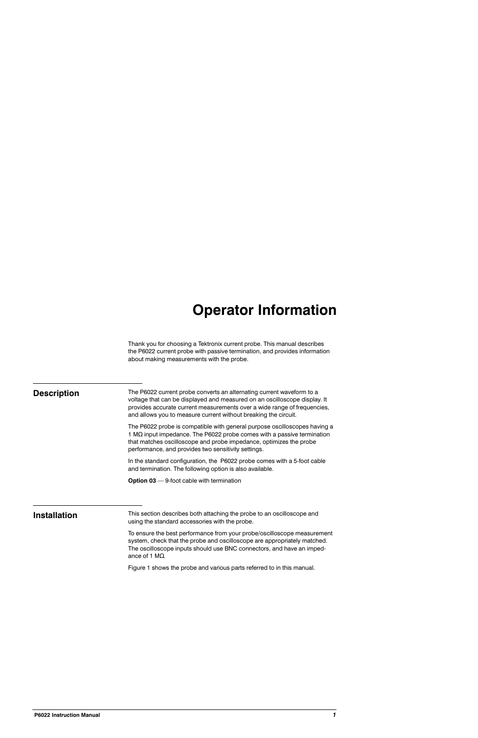# Operator Information

Thank you for choosing a Tektronix current probe. This manual describes the P6022 current probe with passive termination, and provides information about making measurements with the probe.

## Description

The P6022 current probe converts an alternating current waveform to a voltage that can be displayed and measured on an oscilloscope display. It provides accurate current measurements over a wide range of frequencies, and allows you to measure current without breaking the circuit.

The P6022 probe is compatible with general purpose oscilloscopes having a 1 MΩ input impedance. The P6022 probe comes with a passive termination that matches oscilloscope and probe impedance, optimizes the probe performance, and provides two sensitivity settings.

In the standard configuration, the P6022 probe comes with a 5-foot cable and termination. The following option is also available.

**Option 03** — 9-foot cable with termination

## Installation

This section describes both attaching the probe to an oscilloscope and using the standard accessories with the probe.

To ensure the best performance from your probe/oscilloscope measurement system, check that the probe and oscilloscope are appropriately matched. The oscilloscope inputs should use BNC connectors, and have an impedance of 1 MΩ.

Figure 1 shows the probe and various parts referred to in this manual.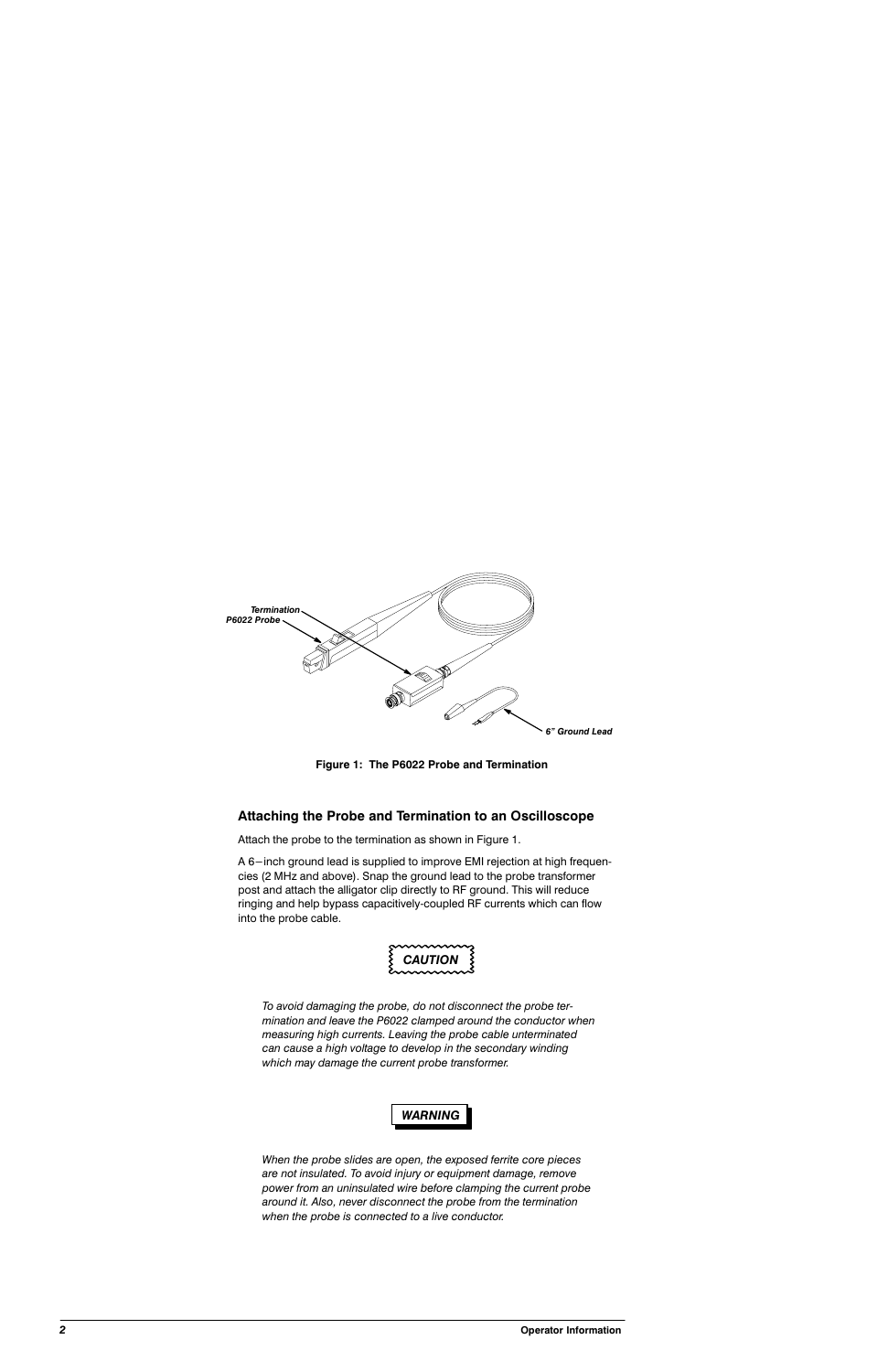Termination

P6022 Probe

6" Ground Lead

**Figure 1: The P6022 Probe and Termination**

### Attaching the Probe and Termination to an Oscilloscope

Attach the probe to the termination as shown in Figure 1.

A 6–inch ground lead is supplied to improve EMI rejection at high frequencies (2 MHz and above). Snap the ground lead to the probe transformer post and attach the alligator clip directly to RF ground. This will reduce ringing and help bypass capacitively-coupled RF currents which can flow into the probe cable.

**CAUTION**

*To avoid damaging the probe, do not disconnect the probe termination and leave the P6022 clamped around the conductor when measuring high currents. Leaving the probe cable unterminated can cause a high voltage to develop in the secondary winding which may damage the current probe transformer.*

**WARNING**

*When the probe slides are open, the exposed ferrite core pieces are not insulated. To avoid injury or equipment damage, remove power from an uninsulated wire before clamping the current probe around it. Also, never disconnect the probe from the termination when the probe is connected to a live conductor.*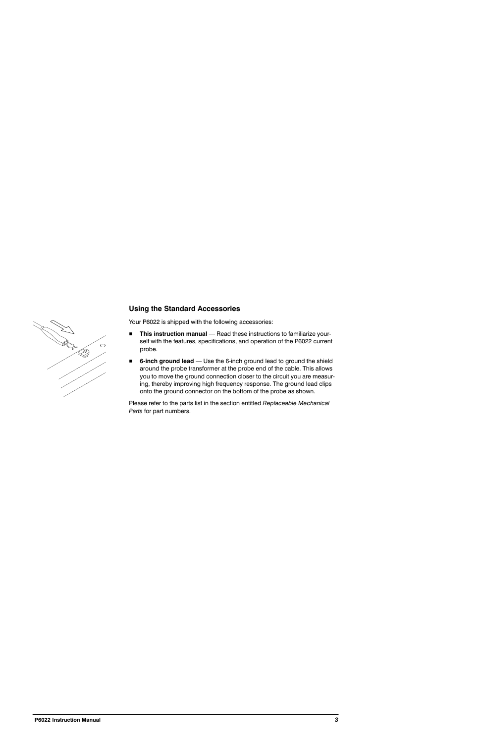### Using the Standard Accessories

Your P6022 is shipped with the following accessories:

- **This instruction manual** — Read these instructions to familiarize yourself with the features, specifications, and operation of the P6022 current probe.
- **6-inch ground lead** — Use the 6-inch ground lead to ground the shield around the probe transformer at the probe end of the cable. This allows you to move the ground connection closer to the circuit you are measuring, thereby improving high frequency response. The ground lead clips onto the ground connector on the bottom of the probe as shown.

Please refer to the parts list in the section entitled *Replaceable Mechanical Parts* for part numbers.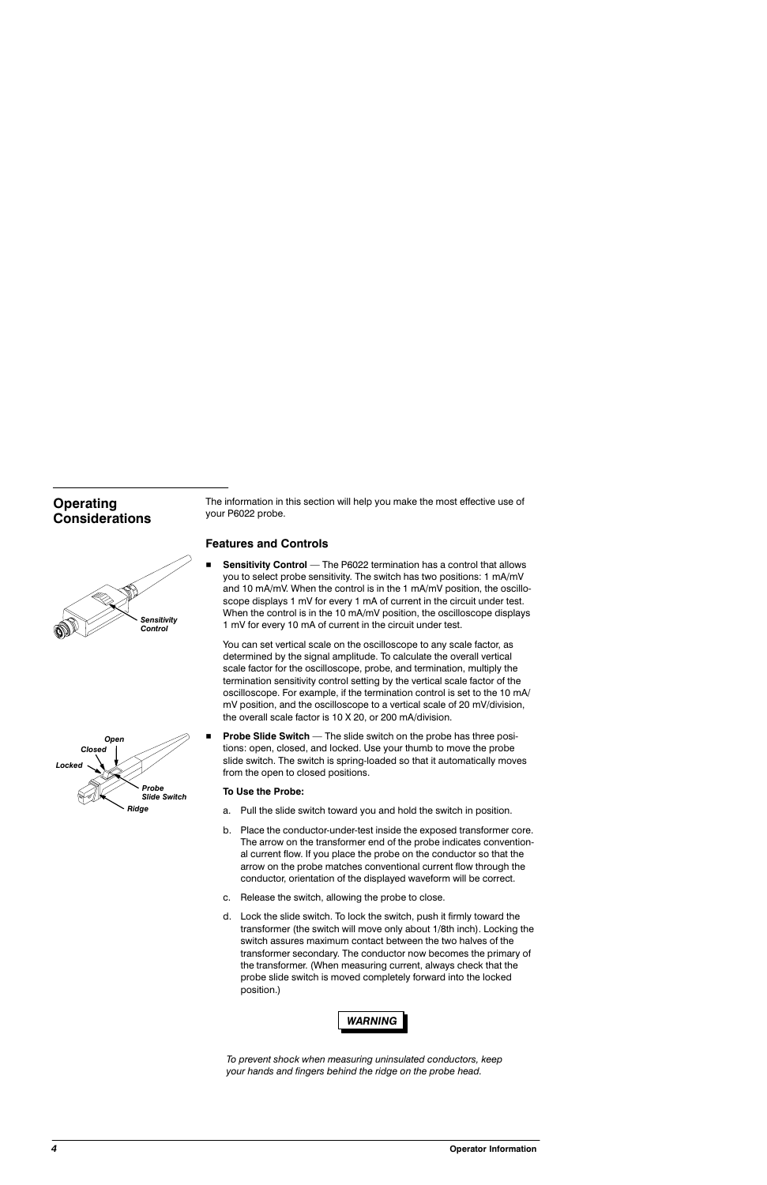## Operating Considerations

The information in this section will help you make the most effective use of your P6022 probe.

### Features and Controls

- **Sensitivity Control** — The P6022 termination has a control that allows you to select probe sensitivity. The switch has two positions: 1 mA/mV and 10 mA/mV. When the control is in the 1 mA/mV position, the oscilloscope displays 1 mV for every 1 mA of current in the circuit under test. When the control is in the 10 mA/mV position, the oscilloscope displays 1 mV for every 10 mA of current in the circuit under test.

  You can set vertical scale on the oscilloscope to any scale factor, as determined by the signal amplitude. To calculate the overall vertical scale factor for the oscilloscope, probe, and termination, multiply the termination sensitivity control setting by the vertical scale factor of the oscilloscope. For example, if the termination control is set to the 10 mA/mV position, and the oscilloscope to a vertical scale of 20 mV/division, the overall scale factor is 10 X 20, or 200 mA/division.

- **Probe Slide Switch** — The slide switch on the probe has three positions: open, closed, and locked. Use your thumb to move the probe slide switch. The switch is spring-loaded so that it automatically moves from the open to closed positions.

  **To Use the Probe:**

  a. Pull the slide switch toward you and hold the switch in position.

  b. Place the conductor-under-test inside the exposed transformer core. The arrow on the transformer end of the probe indicates conventional current flow. If you place the probe on the conductor so that the arrow on the probe matches conventional current flow through the conductor, orientation of the displayed waveform will be correct.

  c. Release the switch, allowing the probe to close.

  d. Lock the slide switch. To lock the switch, push it firmly toward the transformer (the switch will move only about 1/8th inch). Locking the switch assures maximum contact between the two halves of the transformer secondary. The conductor now becomes the primary of the transformer. (When measuring current, always check that the probe slide switch is moved completely forward into the locked position.)

**WARNING**

*To prevent shock when measuring uninsulated conductors, keep your hands and fingers behind the ridge on the probe head.*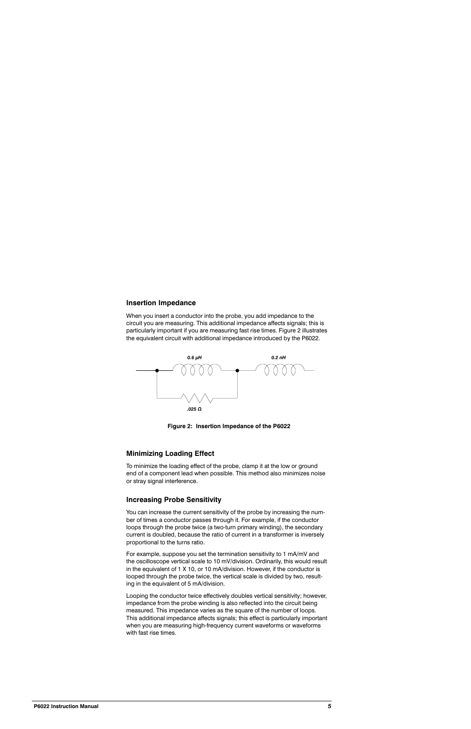### Insertion Impedance

When you insert a conductor into the probe, you add impedance to the circuit you are measuring. This additional impedance affects signals; this is particularly important if you are measuring fast rise times. Figure 2 illustrates the equivalent circuit with additional impedance introduced by the P6022.

0.6 µH

0.2 nH

.025 Ω

**Figure 2: Insertion Impedance of the P6022**

### Minimizing Loading Effect

To minimize the loading effect of the probe, clamp it at the low or ground end of a component lead when possible. This method also minimizes noise or stray signal interference.

### Increasing Probe Sensitivity

You can increase the current sensitivity of the probe by increasing the number of times a conductor passes through it. For example, if the conductor loops through the probe twice (a two-turn primary winding), the secondary current is doubled, because the ratio of current in a transformer is inversely proportional to the turns ratio.

For example, suppose you set the termination sensitivity to 1 mA/mV and the oscilloscope vertical scale to 10 mV/division. Ordinarily, this would result in the equivalent of 1 X 10, or 10 mA/division. However, if the conductor is looped through the probe twice, the vertical scale is divided by two, resulting in the equivalent of 5 mA/division.

Looping the conductor twice effectively doubles vertical sensitivity; however, impedance from the probe winding is also reflected into the circuit being measured. This impedance varies as the square of the number of loops. This additional impedance affects signals; this effect is particularly important when you are measuring high-frequency current waveforms or waveforms with fast rise times.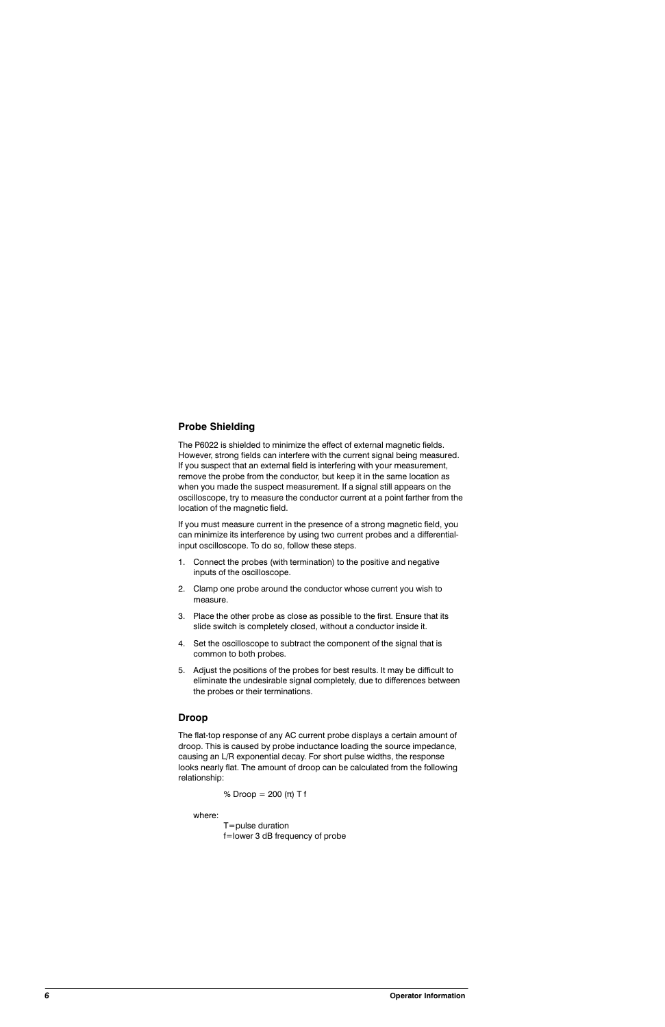## Probe Shielding

The P6022 is shielded to minimize the effect of external magnetic fields. However, strong fields can interfere with the current signal being measured. If you suspect that an external field is interfering with your measurement, remove the probe from the conductor, but keep it in the same location as when you made the suspect measurement. If a signal still appears on the oscilloscope, try to measure the conductor current at a point farther from the location of the magnetic field.

If you must measure current in the presence of a strong magnetic field, you can minimize its interference by using two current probes and a differential-input oscilloscope. To do so, follow these steps.

1. Connect the probes (with termination) to the positive and negative inputs of the oscilloscope.
2. Clamp one probe around the conductor whose current you wish to measure.
3. Place the other probe as close as possible to the first. Ensure that its slide switch is completely closed, without a conductor inside it.
4. Set the oscilloscope to subtract the component of the signal that is common to both probes.
5. Adjust the positions of the probes for best results. It may be difficult to eliminate the undesirable signal completely, due to differences between the probes or their terminations.

## Droop

The flat-top response of any AC current probe displays a certain amount of droop. This is caused by probe inductance loading the source impedance, causing an L/R exponential decay. For short pulse widths, the response looks nearly flat. The amount of droop can be calculated from the following relationship:

$$\% \text{ Droop} = 200\ (\pi)\ T\ f$$

where:

T=pulse duration
f=lower 3 dB frequency of probe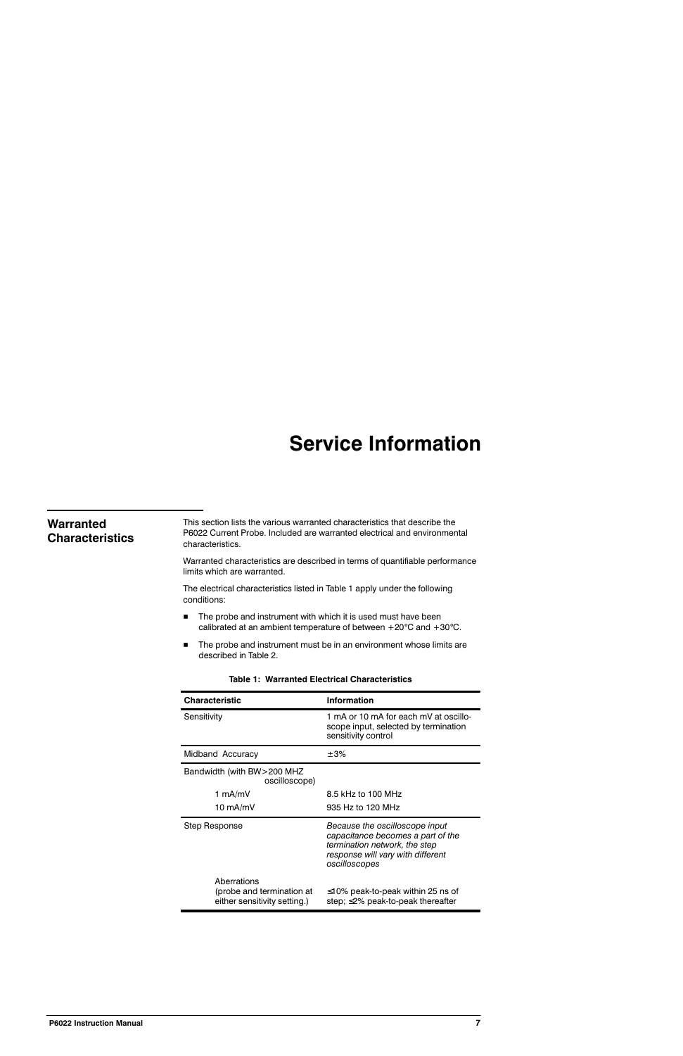# Service Information

## Warranted Characteristics

This section lists the various warranted characteristics that describe the P6022 Current Probe. Included are warranted electrical and environmental characteristics.

Warranted characteristics are described in terms of quantifiable performance limits which are warranted.

The electrical characteristics listed in Table 1 apply under the following conditions:

- The probe and instrument with which it is used must have been calibrated at an ambient temperature of between +20°C and +30°C.
- The probe and instrument must be in an environment whose limits are described in Table 2.

**Table 1: Warranted Electrical Characteristics**

| Characteristic | Information |
|---|---|
| Sensitivity | 1 mA or 10 mA for each mV at oscilloscope input, selected by termination sensitivity control |
| Midband Accuracy | ±3% |
| Bandwidth (with BW>200 MHZ oscilloscope) | |
| 1 mA/mV | 8.5 kHz to 100 MHz |
| 10 mA/mV | 935 Hz to 120 MHz |
| Step Response | *Because the oscilloscope input capacitance becomes a part of the termination network, the step response will vary with different oscilloscopes* |
| Aberrations (probe and termination at either sensitivity setting.) | ≤10% peak-to-peak within 25 ns of step; ≤2% peak-to-peak thereafter |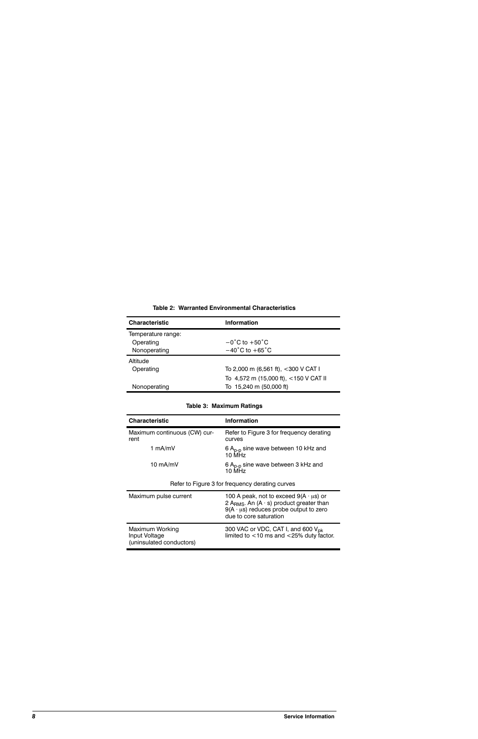**Table 2: Warranted Environmental Characteristics**

| Characteristic | Information |
|---|---|
| Temperature range: | |
| Operating | −0˚C to +50˚C |
| Nonoperating | −40˚C to +65˚C |
| Altitude | |
| Operating | To 2,000 m (6,561 ft), <300 V CAT I |
| | To 4,572 m (15,000 ft), <150 V CAT II |
| Nonoperating | To 15,240 m (50,000 ft) |

**Table 3: Maximum Ratings**

| Characteristic | Information |
|---|---|
| Maximum continuous (CW) current | Refer to Figure 3 for frequency derating curves |
| 1 mA/mV | 6 $A_{p-p}$ sine wave between 10 kHz and 10 MHz |
| 10 mA/mV | 6 $A_{p-p}$ sine wave between 3 kHz and 10 MHz |
| Refer to Figure 3 for frequency derating curves | |
| Maximum pulse current | 100 A peak, not to exceed 9(A · μs) or 2 $A_{RMS}$. An (A · s) product greater than 9(A · μs) reduces probe output to zero due to core saturation |
| Maximum Working Input Voltage (uninsulated conductors) | 300 VAC or VDC, CAT I, and 600 $V_{pk}$ limited to <10 ms and <25% duty factor. |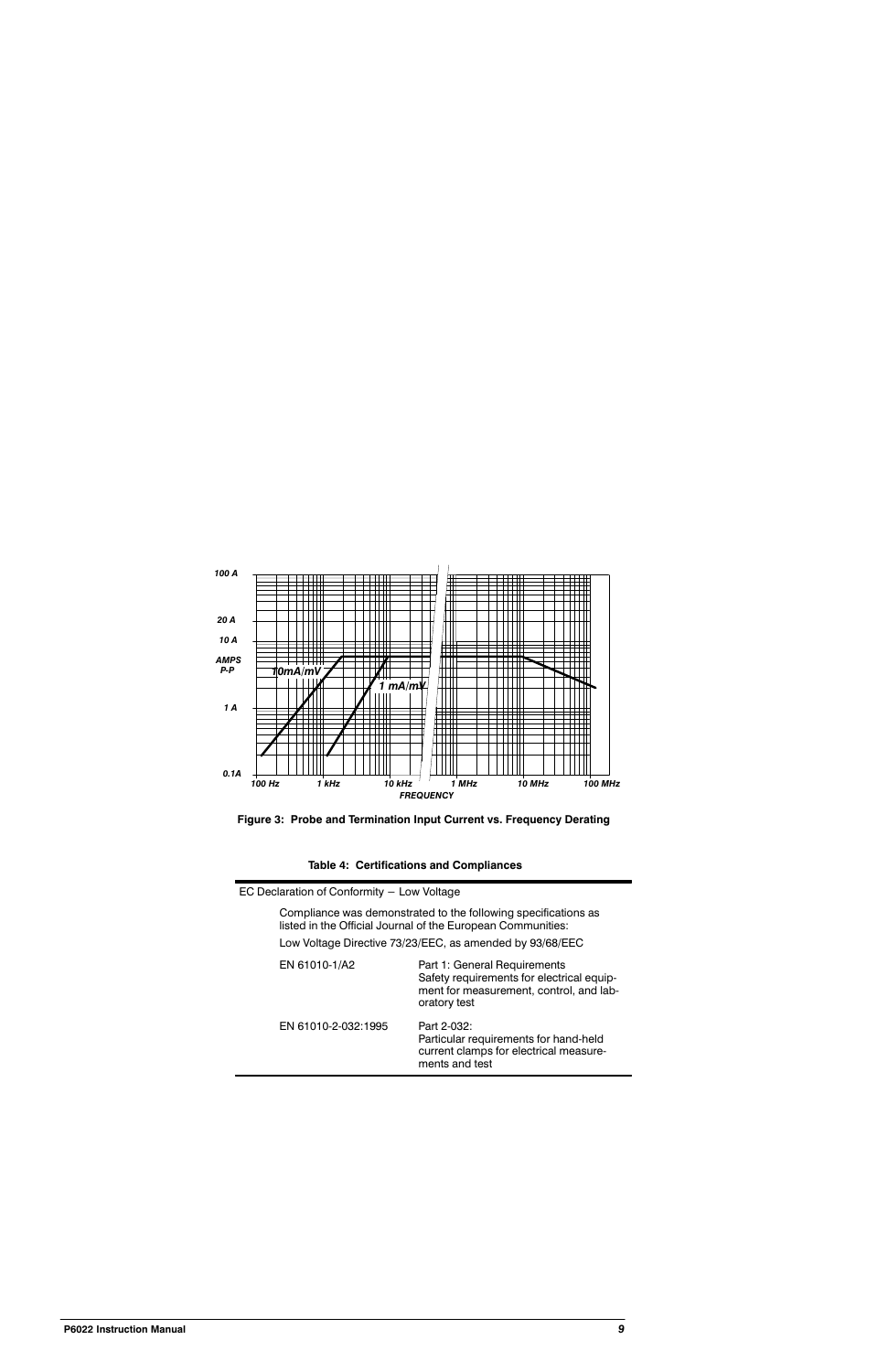100 A

20 A

10 A

AMPS P-P

1 A

0.1A

10mA/mV

1 mA/mV

100 Hz  1 kHz  10 kHz  1 MHz  10 MHz  100 MHz

FREQUENCY

**Figure 3: Probe and Termination Input Current vs. Frequency Derating**

**Table 4: Certifications and Compliances**

| EC Declaration of Conformity – Low Voltage | |
|---|---|
| Compliance was demonstrated to the following specifications as listed in the Official Journal of the European Communities: Low Voltage Directive 73/23/EEC, as amended by 93/68/EEC | |
| EN 61010-1/A2 | Part 1: General Requirements Safety requirements for electrical equipment for measurement, control, and laboratory test |
| EN 61010-2-032:1995 | Part 2-032: Particular requirements for hand-held current clamps for electrical measurements and test |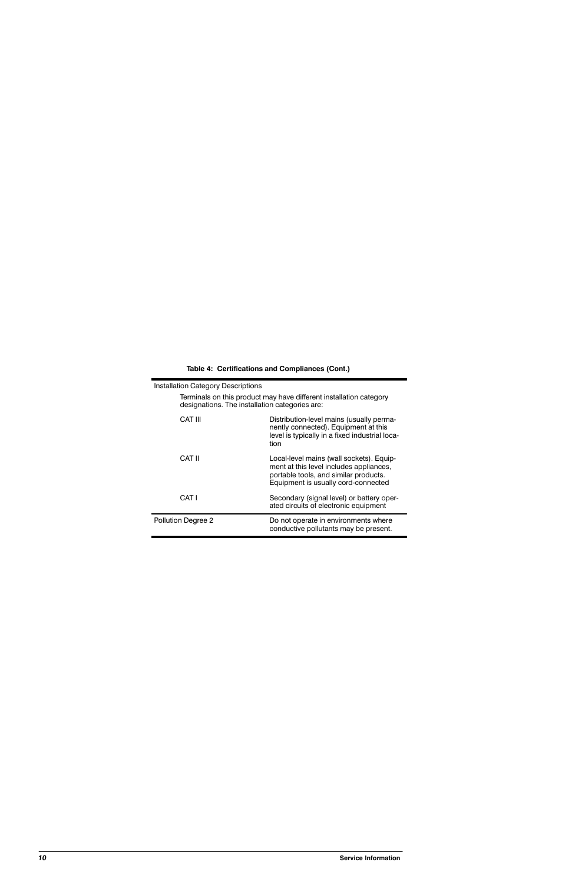**Table 4: Certifications and Compliances (Cont.)**

| | |
|---|---|
| Installation Category Descriptions | |
| Terminals on this product may have different installation category designations. The installation categories are: | |
| CAT III | Distribution-level mains (usually permanently connected). Equipment at this level is typically in a fixed industrial location |
| CAT II | Local-level mains (wall sockets). Equipment at this level includes appliances, portable tools, and similar products. Equipment is usually cord-connected |
| CAT I | Secondary (signal level) or battery operated circuits of electronic equipment |
| Pollution Degree 2 | Do not operate in environments where conductive pollutants may be present. |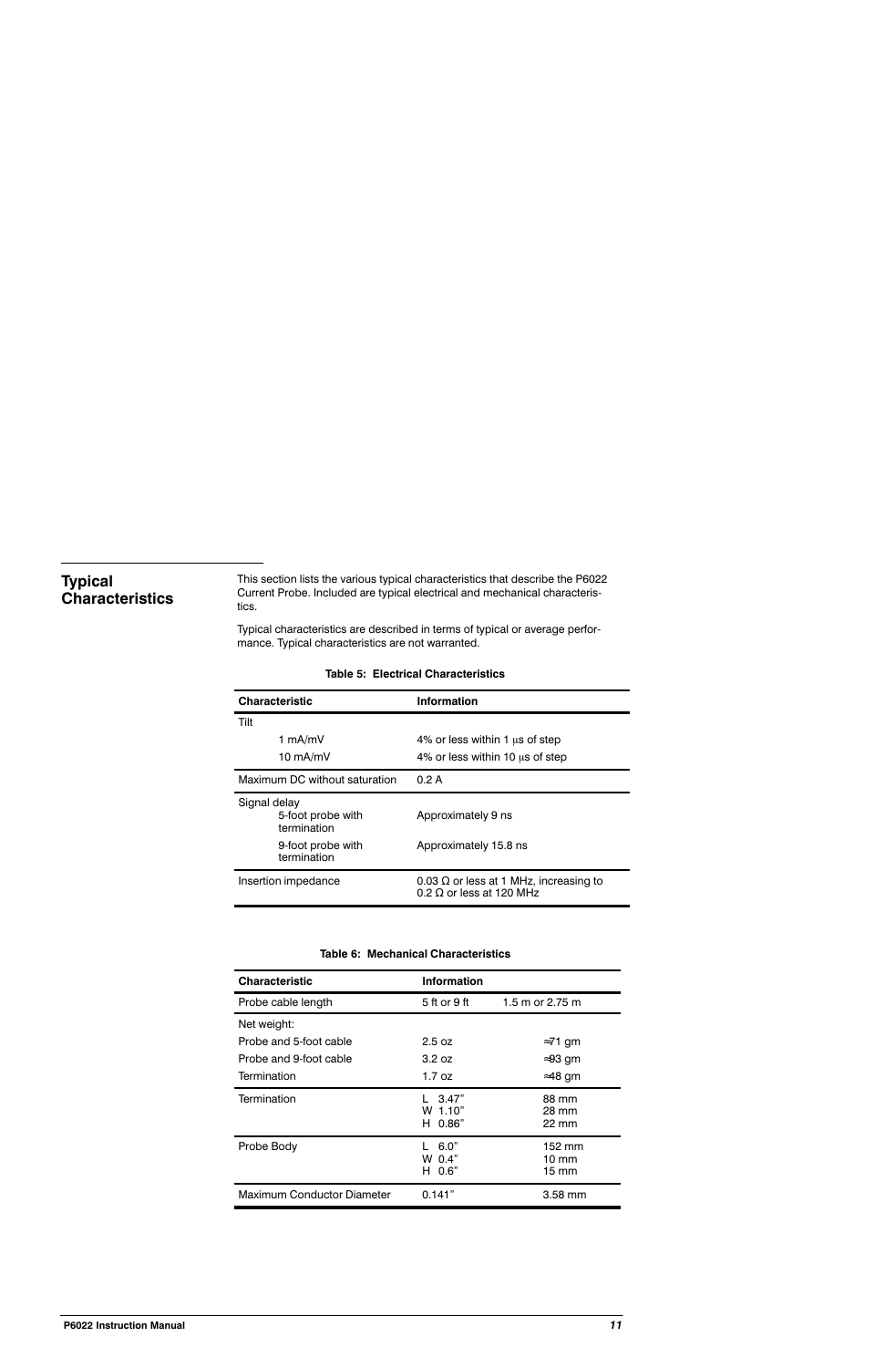## Typical Characteristics

This section lists the various typical characteristics that describe the P6022 Current Probe. Included are typical electrical and mechanical characteristics.

Typical characteristics are described in terms of typical or average performance. Typical characteristics are not warranted.

**Table 5: Electrical Characteristics**

| Characteristic | Information |
|---|---|
| Tilt | |
| 1 mA/mV | 4% or less within 1 μs of step |
| 10 mA/mV | 4% or less within 10 μs of step |
| Maximum DC without saturation | 0.2 A |
| Signal delay | |
| 5-foot probe with termination | Approximately 9 ns |
| 9-foot probe with termination | Approximately 15.8 ns |
| Insertion impedance | 0.03 Ω or less at 1 MHz, increasing to 0.2 Ω or less at 120 MHz |

**Table 6: Mechanical Characteristics**

| Characteristic | Information | |
|---|---|---|
| Probe cable length | 5 ft or 9 ft | 1.5 m or 2.75 m |
| Net weight: | | |
| Probe and 5-foot cable | 2.5 oz | ≈71 gm |
| Probe and 9-foot cable | 3.2 oz | ≈93 gm |
| Termination | 1.7 oz | ≈48 gm |
| Termination | L 3.47"<br>W 1.10"<br>H 0.86" | 88 mm<br>28 mm<br>22 mm |
| Probe Body | L 6.0"<br>W 0.4"<br>H 0.6" | 152 mm<br>10 mm<br>15 mm |
| Maximum Conductor Diameter | 0.141" | 3.58 mm |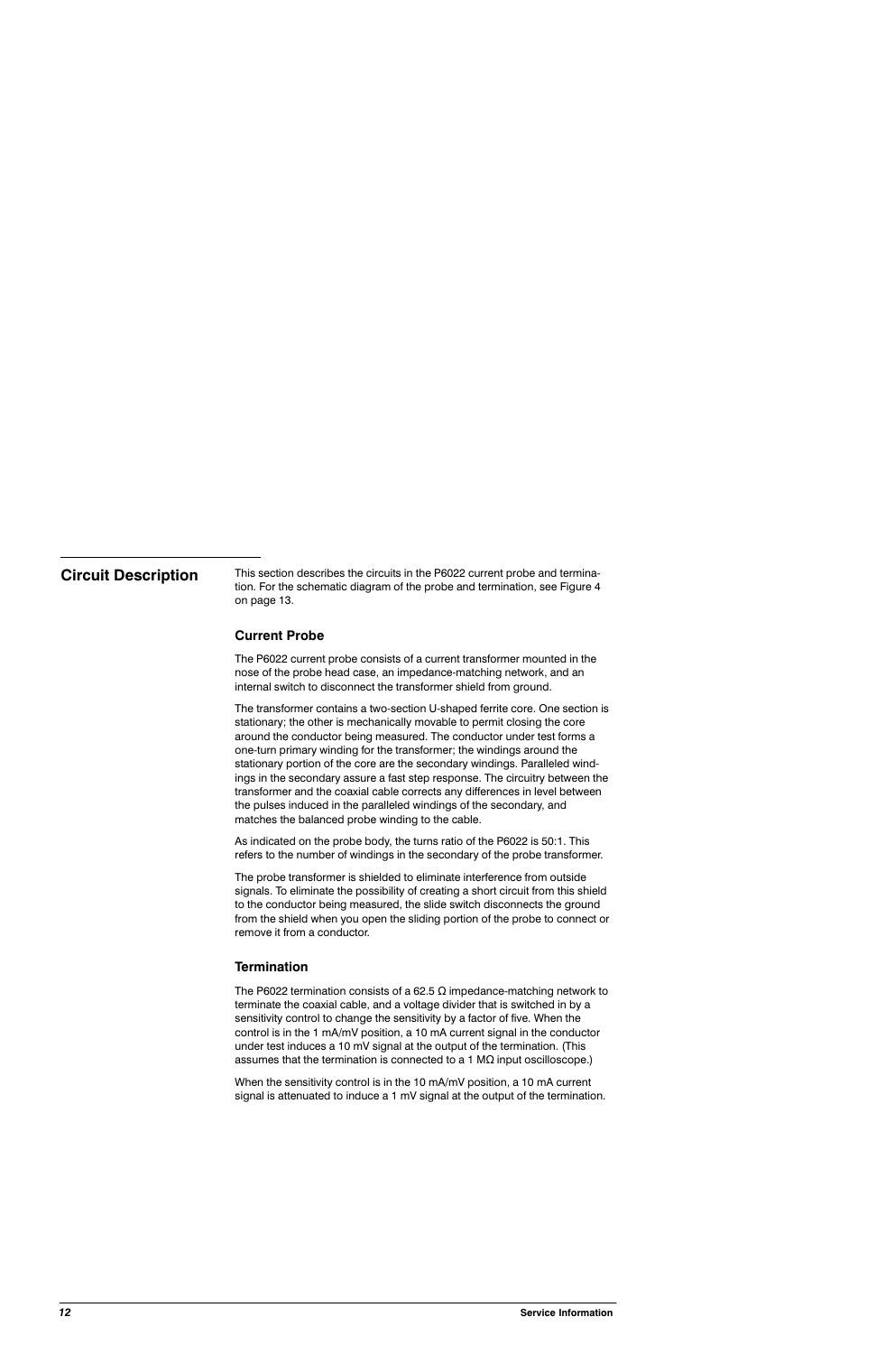## Circuit Description

This section describes the circuits in the P6022 current probe and termination. For the schematic diagram of the probe and termination, see Figure 4 on page 13.

### Current Probe

The P6022 current probe consists of a current transformer mounted in the nose of the probe head case, an impedance-matching network, and an internal switch to disconnect the transformer shield from ground.

The transformer contains a two-section U-shaped ferrite core. One section is stationary; the other is mechanically movable to permit closing the core around the conductor being measured. The conductor under test forms a one-turn primary winding for the transformer; the windings around the stationary portion of the core are the secondary windings. Paralleled windings in the secondary assure a fast step response. The circuitry between the transformer and the coaxial cable corrects any differences in level between the pulses induced in the paralleled windings of the secondary, and matches the balanced probe winding to the cable.

As indicated on the probe body, the turns ratio of the P6022 is 50:1. This refers to the number of windings in the secondary of the probe transformer.

The probe transformer is shielded to eliminate interference from outside signals. To eliminate the possibility of creating a short circuit from this shield to the conductor being measured, the slide switch disconnects the ground from the shield when you open the sliding portion of the probe to connect or remove it from a conductor.

### Termination

The P6022 termination consists of a 62.5 Ω impedance-matching network to terminate the coaxial cable, and a voltage divider that is switched in by a sensitivity control to change the sensitivity by a factor of five. When the control is in the 1 mA/mV position, a 10 mA current signal in the conductor under test induces a 10 mV signal at the output of the termination. (This assumes that the termination is connected to a 1 MΩ input oscilloscope.)

When the sensitivity control is in the 10 mA/mV position, a 10 mA current signal is attenuated to induce a 1 mV signal at the output of the termination.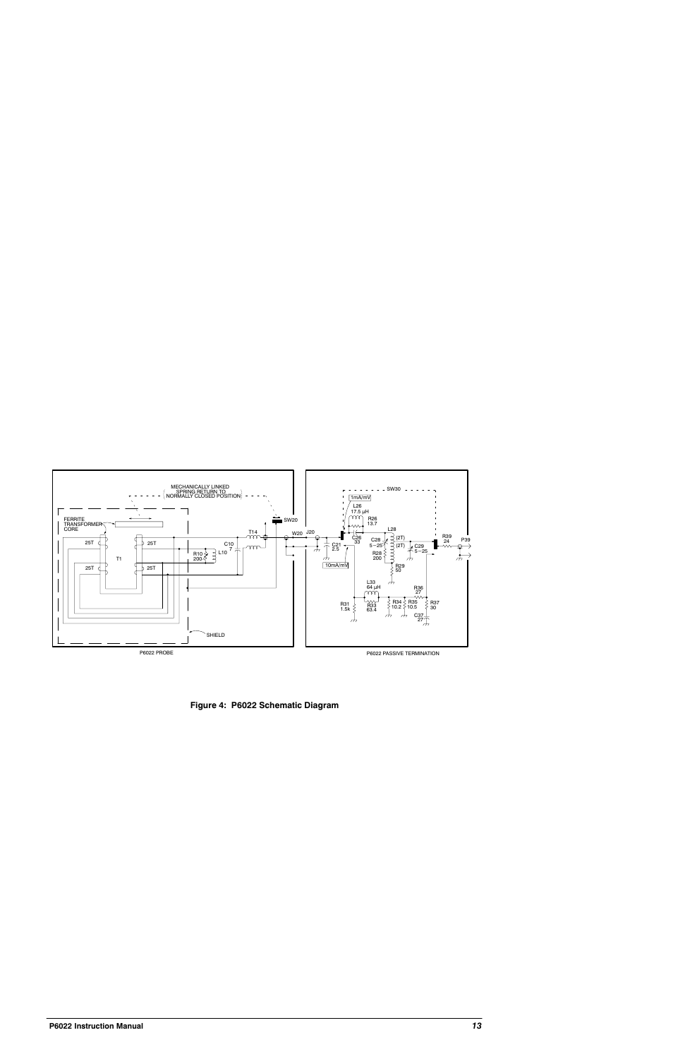MECHANICALLY LINKED SPRING RETURN TO NORMALLY CLOSED POSITION

FERRITE TRANSFORMER CORE

25T 25T 25T 25T T1

R10 200 L10

C10 7

T14

SW20

W20 J20

C21 2.5

SHIELD

P6022 PROBE

SW30

1mA/mV

L26 17.5 µH

R26 13.7

C26 33

L28

C28 5 – 25 (2T) (2T)

R28 200

R29 50

C29 5 – 25

R39 24

P39

10mA/mV

L33 64 µH

R31 1.5k

R33 63.4

R34 10.2

R35 10.5

R36 27

R37 30

C37 27

P6022 PASSIVE TERMINATION

**Figure 4: P6022 Schematic Diagram**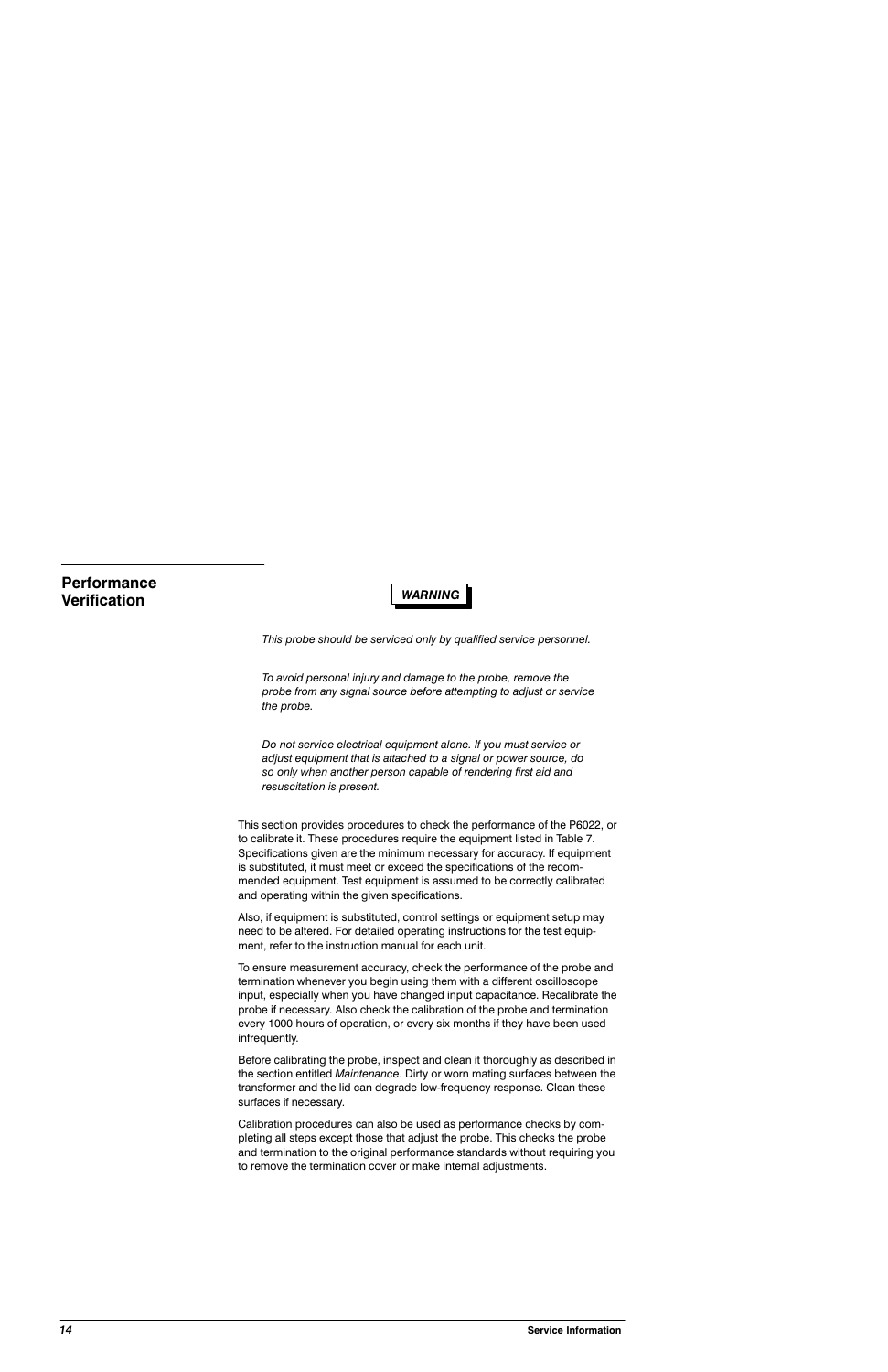## Performance Verification

**WARNING**

*This probe should be serviced only by qualified service personnel.*

*To avoid personal injury and damage to the probe, remove the probe from any signal source before attempting to adjust or service the probe.*

*Do not service electrical equipment alone. If you must service or adjust equipment that is attached to a signal or power source, do so only when another person capable of rendering first aid and resuscitation is present.*

This section provides procedures to check the performance of the P6022, or to calibrate it. These procedures require the equipment listed in Table 7. Specifications given are the minimum necessary for accuracy. If equipment is substituted, it must meet or exceed the specifications of the recommended equipment. Test equipment is assumed to be correctly calibrated and operating within the given specifications.

Also, if equipment is substituted, control settings or equipment setup may need to be altered. For detailed operating instructions for the test equipment, refer to the instruction manual for each unit.

To ensure measurement accuracy, check the performance of the probe and termination whenever you begin using them with a different oscilloscope input, especially when you have changed input capacitance. Recalibrate the probe if necessary. Also check the calibration of the probe and termination every 1000 hours of operation, or every six months if they have been used infrequently.

Before calibrating the probe, inspect and clean it thoroughly as described in the section entitled *Maintenance*. Dirty or worn mating surfaces between the transformer and the lid can degrade low-frequency response. Clean these surfaces if necessary.

Calibration procedures can also be used as performance checks by completing all steps except those that adjust the probe. This checks the probe and termination to the original performance standards without requiring you to remove the termination cover or make internal adjustments.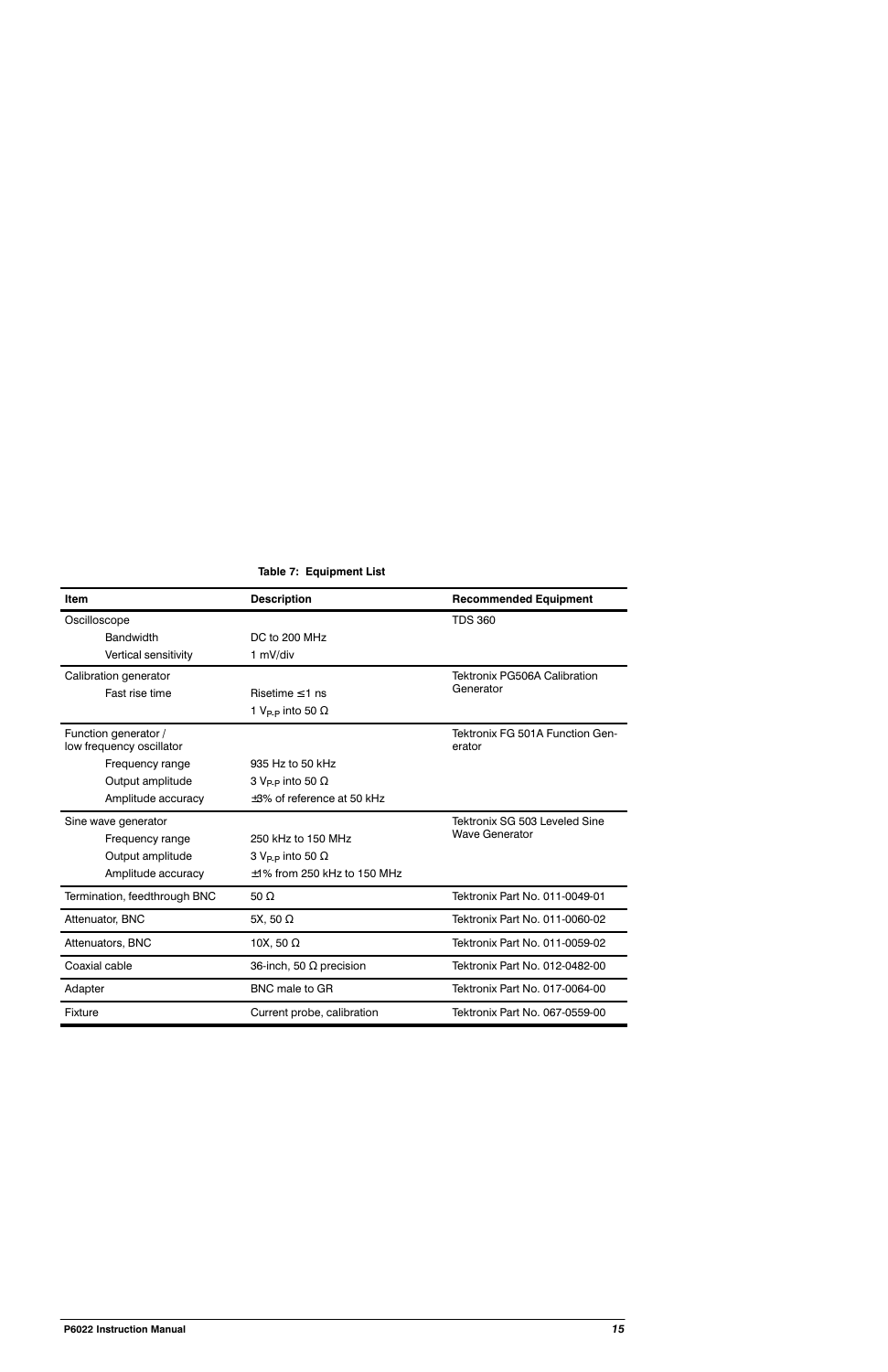**Table 7: Equipment List**

| Item | Description | Recommended Equipment |
|---|---|---|
| Oscilloscope | | TDS 360 |
| Bandwidth | DC to 200 MHz | |
| Vertical sensitivity | 1 mV/div | |
| Calibration generator | | Tektronix PG506A Calibration Generator |
| Fast rise time | Risetime ≤1 ns | |
| | 1 $V_{P-P}$ into 50 Ω | |
| Function generator / low frequency oscillator | | Tektronix FG 501A Function Generator |
| Frequency range | 935 Hz to 50 kHz | |
| Output amplitude | 3 $V_{P-P}$ into 50 Ω | |
| Amplitude accuracy | ±3% of reference at 50 kHz | |
| Sine wave generator | | Tektronix SG 503 Leveled Sine Wave Generator |
| Frequency range | 250 kHz to 150 MHz | |
| Output amplitude | 3 $V_{P-P}$ into 50 Ω | |
| Amplitude accuracy | ±1% from 250 kHz to 150 MHz | |
| Termination, feedthrough BNC | 50 Ω | Tektronix Part No. 011-0049-01 |
| Attenuator, BNC | 5X, 50 Ω | Tektronix Part No. 011-0060-02 |
| Attenuators, BNC | 10X, 50 Ω | Tektronix Part No. 011-0059-02 |
| Coaxial cable | 36-inch, 50 Ω precision | Tektronix Part No. 012-0482-00 |
| Adapter | BNC male to GR | Tektronix Part No. 017-0064-00 |
| Fixture | Current probe, calibration | Tektronix Part No. 067-0559-00 |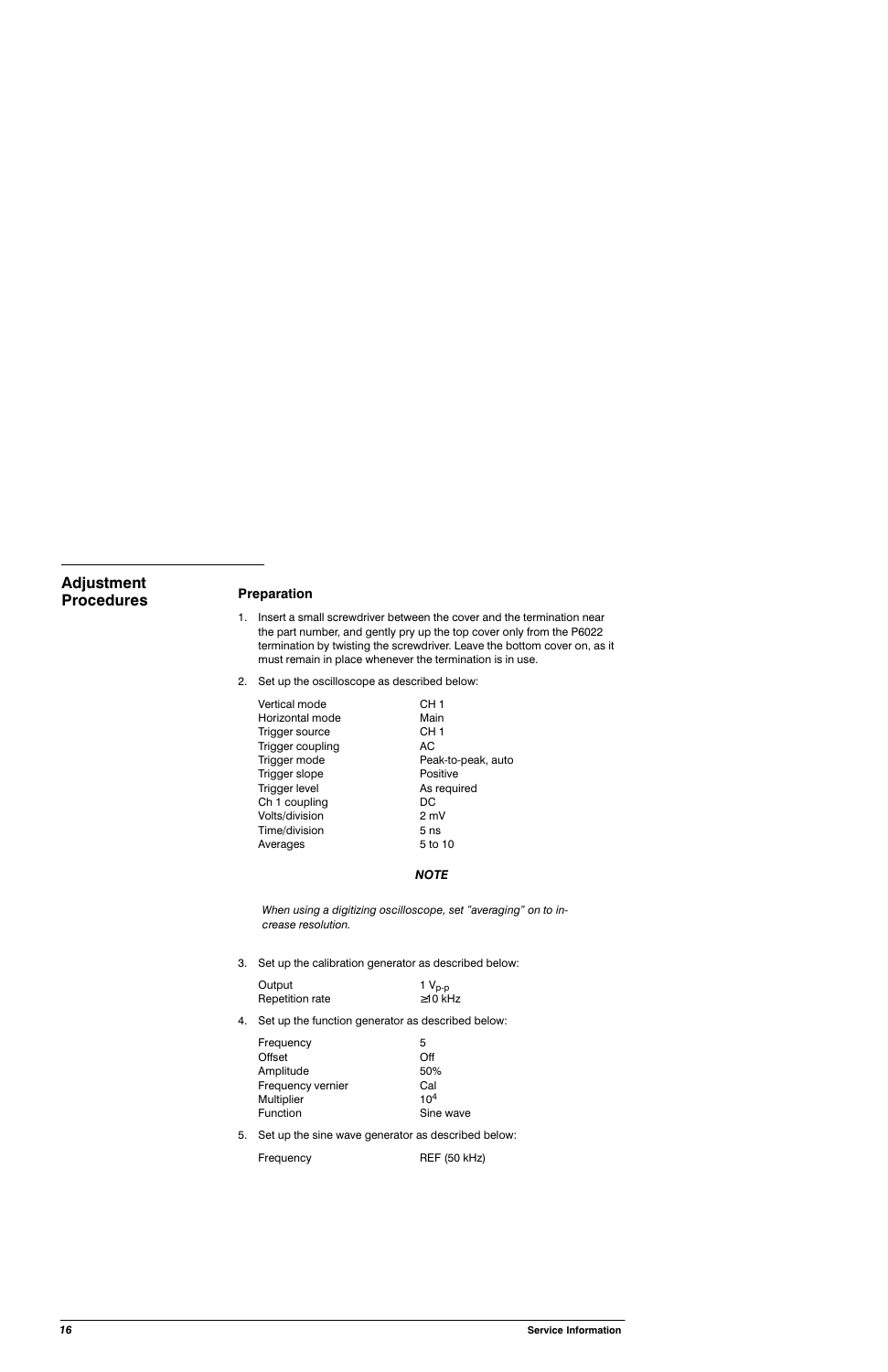# Adjustment Procedures

## Preparation

1. Insert a small screwdriver between the cover and the termination near the part number, and gently pry up the top cover only from the P6022 termination by twisting the screwdriver. Leave the bottom cover on, as it must remain in place whenever the termination is in use.

2. Set up the oscilloscope as described below:

| | |
|---|---|
| Vertical mode | CH 1 |
| Horizontal mode | Main |
| Trigger source | CH 1 |
| Trigger coupling | AC |
| Trigger mode | Peak-to-peak, auto |
| Trigger slope | Positive |
| Trigger level | As required |
| Ch 1 coupling | DC |
| Volts/division | 2 mV |
| Time/division | 5 ns |
| Averages | 5 to 10 |

***NOTE***

*When using a digitizing oscilloscope, set "averaging" on to increase resolution.*

3. Set up the calibration generator as described below:

| | |
|---|---|
| Output | 1 $V_{p\text{-}p}$ |
| Repetition rate | ≥10 kHz |

4. Set up the function generator as described below:

| | |
|---|---|
| Frequency | 5 |
| Offset | Off |
| Amplitude | 50% |
| Frequency vernier | Cal |
| Multiplier | $10^4$ |
| Function | Sine wave |

5. Set up the sine wave generator as described below:

| | |
|---|---|
| Frequency | REF (50 kHz) |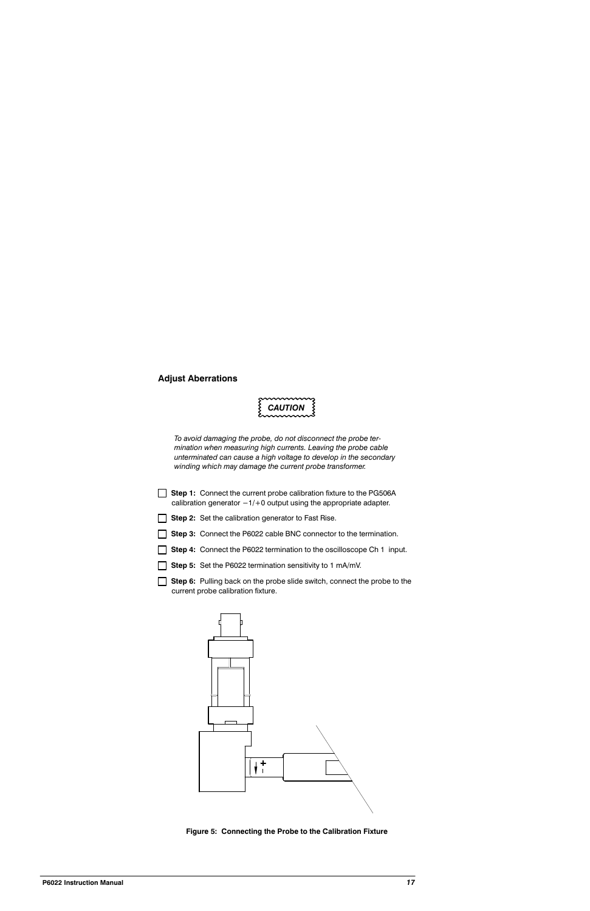### Adjust Aberrations

**CAUTION**

*To avoid damaging the probe, do not disconnect the probe termination when measuring high currents. Leaving the probe cable unterminated can cause a high voltage to develop in the secondary winding which may damage the current probe transformer.*

- [ ] **Step 1:** Connect the current probe calibration fixture to the PG506A calibration generator −1/+0 output using the appropriate adapter.
- [ ] **Step 2:** Set the calibration generator to Fast Rise.
- [ ] **Step 3:** Connect the P6022 cable BNC connector to the termination.
- [ ] **Step 4:** Connect the P6022 termination to the oscilloscope Ch 1 input.
- [ ] **Step 5:** Set the P6022 termination sensitivity to 1 mA/mV.
- [ ] **Step 6:** Pulling back on the probe slide switch, connect the probe to the current probe calibration fixture.

**Figure 5: Connecting the Probe to the Calibration Fixture**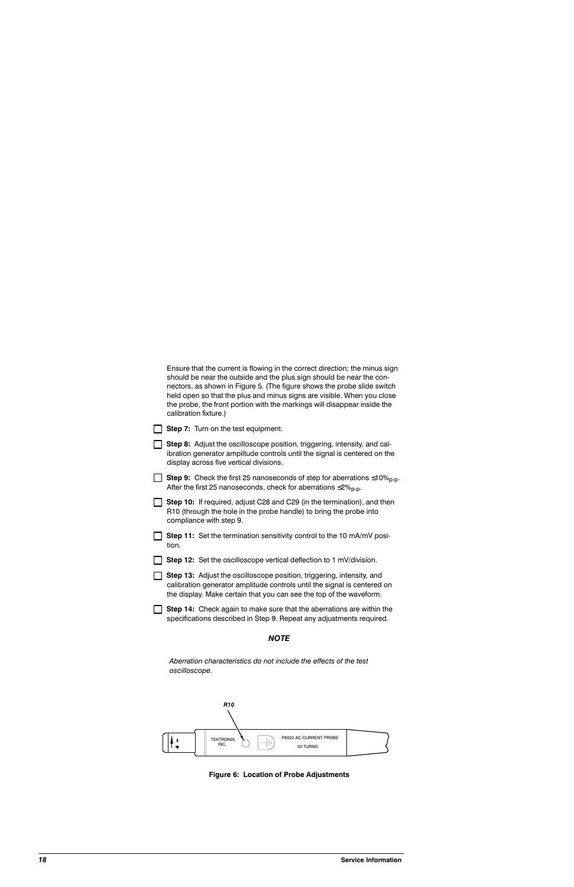Ensure that the current is flowing in the correct direction; the minus sign should be near the outside and the plus sign should be near the connectors, as shown in Figure 5. (The figure shows the probe slide switch held open so that the plus and minus signs are visible. When you close the probe, the front portion with the markings will disappear inside the calibration fixture.)

- [ ] **Step 7:** Turn on the test equipment.
- [ ] **Step 8:** Adjust the oscilloscope position, triggering, intensity, and calibration generator amplitude controls until the signal is centered on the display across five vertical divisions.
- [ ] **Step 9:** Check the first 25 nanoseconds of step for aberrations $\leq 10\%_{p\text{-}p}$. After the first 25 nanoseconds, check for aberrations $\leq 2\%_{p\text{-}p}$.
- [ ] **Step 10:** If required, adjust C28 and C29 (in the termination), and then R10 (through the hole in the probe handle) to bring the probe into compliance with step 9.
- [ ] **Step 11:** Set the termination sensitivity control to the 10 mA/mV position.
- [ ] **Step 12:** Set the oscilloscope vertical deflection to 1 mV/division.
- [ ] **Step 13:** Adjust the oscilloscope position, triggering, intensity, and calibration generator amplitude controls until the signal is centered on the display. Make certain that you can see the top of the waveform.
- [ ] **Step 14:** Check again to make sure that the aberrations are within the specifications described in Step 9. Repeat any adjustments required.

***NOTE***

*Aberration characteristics do not include the effects of the test oscilloscope.*

R10

TEKTRONIX, INC.

P6022 AC CURRENT PROBE

50 TURNS

**Figure 6: Location of Probe Adjustments**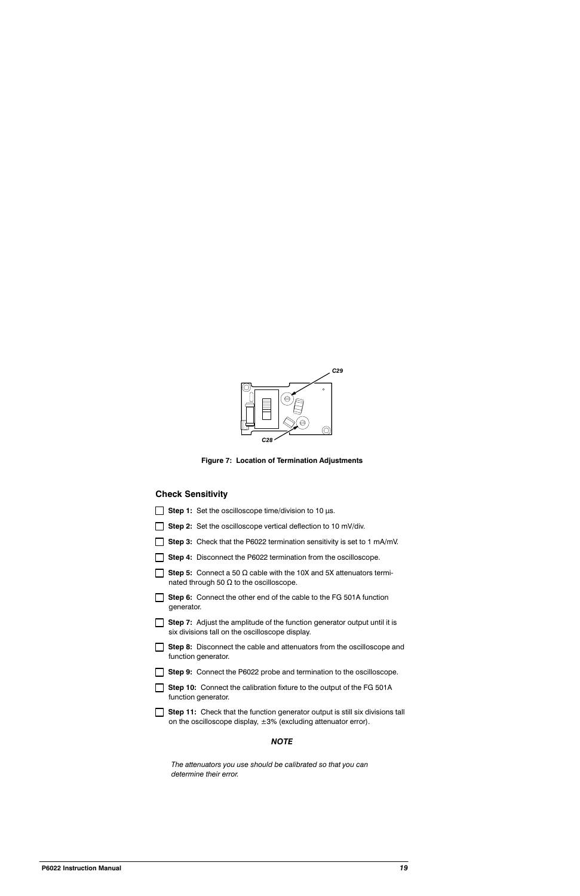C29

C28

**Figure 7: Location of Termination Adjustments**

## Check Sensitivity

- [ ] **Step 1:** Set the oscilloscope time/division to 10 μs.
- [ ] **Step 2:** Set the oscilloscope vertical deflection to 10 mV/div.
- [ ] **Step 3:** Check that the P6022 termination sensitivity is set to 1 mA/mV.
- [ ] **Step 4:** Disconnect the P6022 termination from the oscilloscope.
- [ ] **Step 5:** Connect a 50 Ω cable with the 10X and 5X attenuators terminated through 50 Ω to the oscilloscope.
- [ ] **Step 6:** Connect the other end of the cable to the FG 501A function generator.
- [ ] **Step 7:** Adjust the amplitude of the function generator output until it is six divisions tall on the oscilloscope display.
- [ ] **Step 8:** Disconnect the cable and attenuators from the oscilloscope and function generator.
- [ ] **Step 9:** Connect the P6022 probe and termination to the oscilloscope.
- [ ] **Step 10:** Connect the calibration fixture to the output of the FG 501A function generator.
- [ ] **Step 11:** Check that the function generator output is still six divisions tall on the oscilloscope display, ±3% (excluding attenuator error).

***NOTE***

*The attenuators you use should be calibrated so that you can determine their error.*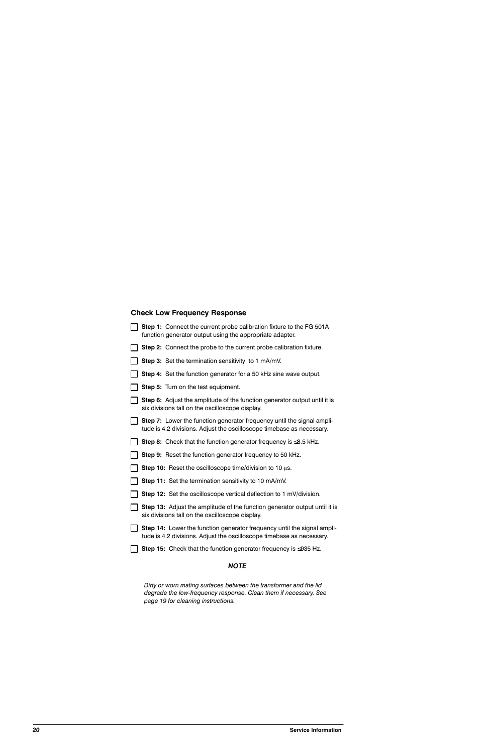### Check Low Frequency Response

- [ ] **Step 1:** Connect the current probe calibration fixture to the FG 501A function generator output using the appropriate adapter.
- [ ] **Step 2:** Connect the probe to the current probe calibration fixture.
- [ ] **Step 3:** Set the termination sensitivity to 1 mA/mV.
- [ ] **Step 4:** Set the function generator for a 50 kHz sine wave output.
- [ ] **Step 5:** Turn on the test equipment.
- [ ] **Step 6:** Adjust the amplitude of the function generator output until it is six divisions tall on the oscilloscope display.
- [ ] **Step 7:** Lower the function generator frequency until the signal amplitude is 4.2 divisions. Adjust the oscilloscope timebase as necessary.
- [ ] **Step 8:** Check that the function generator frequency is ≤8.5 kHz.
- [ ] **Step 9:** Reset the function generator frequency to 50 kHz.
- [ ] **Step 10:** Reset the oscilloscope time/division to 10 μs.
- [ ] **Step 11:** Set the termination sensitivity to 10 mA/mV.
- [ ] **Step 12:** Set the oscilloscope vertical deflection to 1 mV/division.
- [ ] **Step 13:** Adjust the amplitude of the function generator output until it is six divisions tall on the oscilloscope display.
- [ ] **Step 14:** Lower the function generator frequency until the signal amplitude is 4.2 divisions. Adjust the oscilloscope timebase as necessary.
- [ ] **Step 15:** Check that the function generator frequency is ≤935 Hz.

***NOTE***

*Dirty or worn mating surfaces between the transformer and the lid degrade the low-frequency response. Clean them if necessary. See page 19 for cleaning instructions.*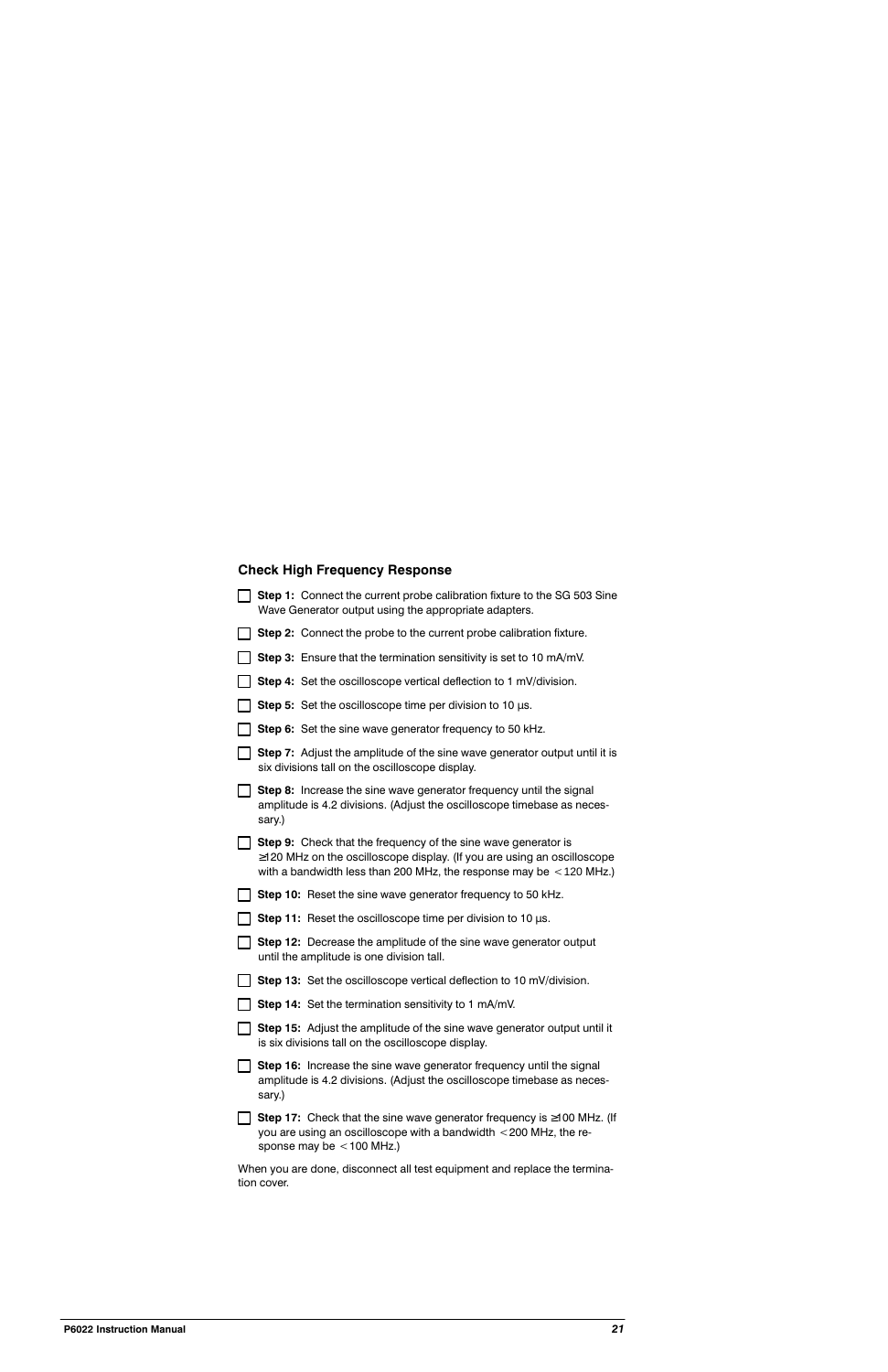### Check High Frequency Response

- [ ] **Step 1:** Connect the current probe calibration fixture to the SG 503 Sine Wave Generator output using the appropriate adapters.
- [ ] **Step 2:** Connect the probe to the current probe calibration fixture.
- [ ] **Step 3:** Ensure that the termination sensitivity is set to 10 mA/mV.
- [ ] **Step 4:** Set the oscilloscope vertical deflection to 1 mV/division.
- [ ] **Step 5:** Set the oscilloscope time per division to 10 μs.
- [ ] **Step 6:** Set the sine wave generator frequency to 50 kHz.
- [ ] **Step 7:** Adjust the amplitude of the sine wave generator output until it is six divisions tall on the oscilloscope display.
- [ ] **Step 8:** Increase the sine wave generator frequency until the signal amplitude is 4.2 divisions. (Adjust the oscilloscope timebase as necessary.)
- [ ] **Step 9:** Check that the frequency of the sine wave generator is ≥120 MHz on the oscilloscope display. (If you are using an oscilloscope with a bandwidth less than 200 MHz, the response may be < 120 MHz.)
- [ ] **Step 10:** Reset the sine wave generator frequency to 50 kHz.
- [ ] **Step 11:** Reset the oscilloscope time per division to 10 μs.
- [ ] **Step 12:** Decrease the amplitude of the sine wave generator output until the amplitude is one division tall.
- [ ] **Step 13:** Set the oscilloscope vertical deflection to 10 mV/division.
- [ ] **Step 14:** Set the termination sensitivity to 1 mA/mV.
- [ ] **Step 15:** Adjust the amplitude of the sine wave generator output until it is six divisions tall on the oscilloscope display.
- [ ] **Step 16:** Increase the sine wave generator frequency until the signal amplitude is 4.2 divisions. (Adjust the oscilloscope timebase as necessary.)
- [ ] **Step 17:** Check that the sine wave generator frequency is ≥100 MHz. (If you are using an oscilloscope with a bandwidth < 200 MHz, the response may be < 100 MHz.)

When you are done, disconnect all test equipment and replace the termination cover.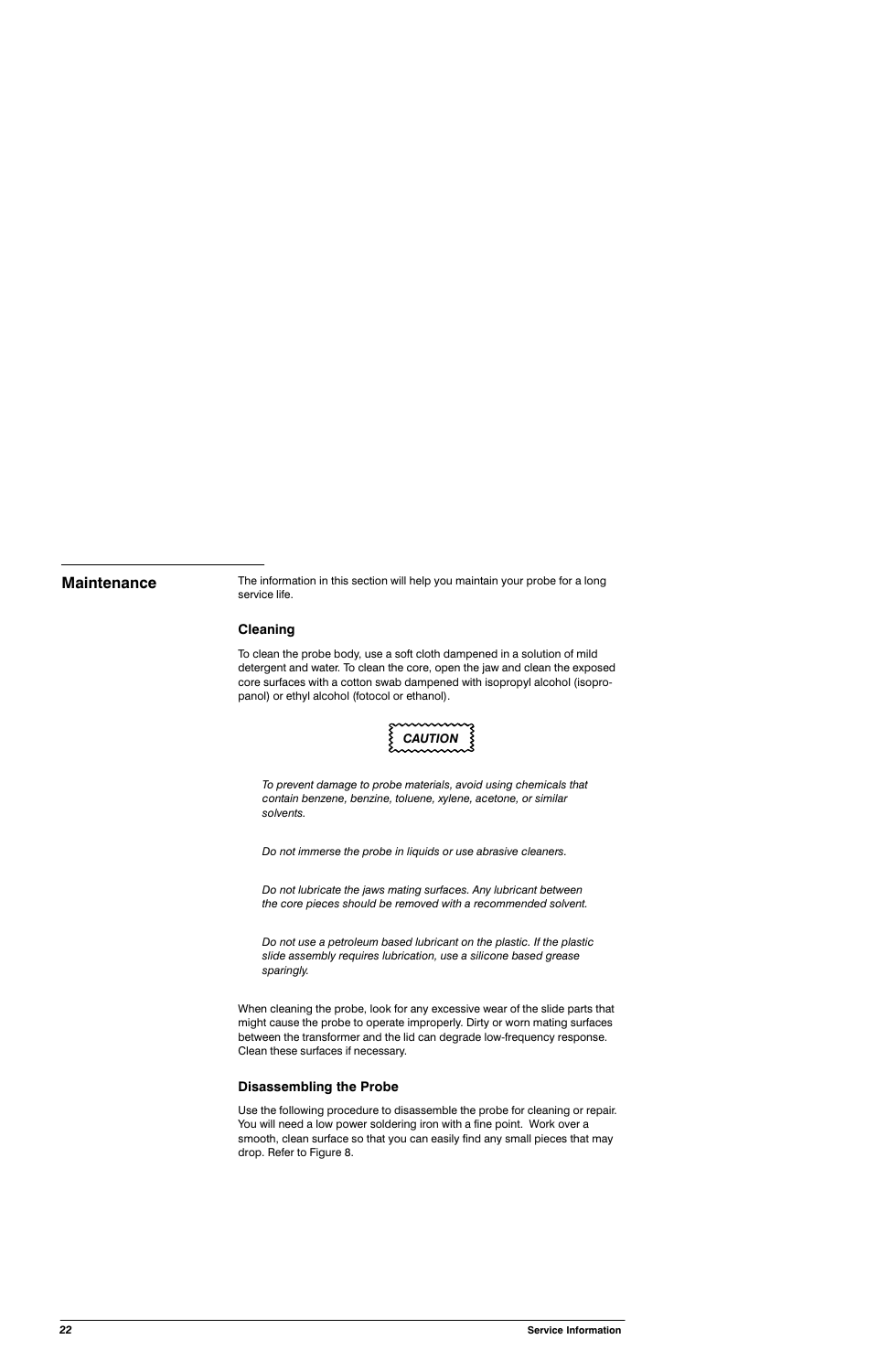## Maintenance

The information in this section will help you maintain your probe for a long service life.

### Cleaning

To clean the probe body, use a soft cloth dampened in a solution of mild detergent and water. To clean the core, open the jaw and clean the exposed core surfaces with a cotton swab dampened with isopropyl alcohol (isopropanol) or ethyl alcohol (fotocol or ethanol).

**CAUTION**

*To prevent damage to probe materials, avoid using chemicals that contain benzene, benzine, toluene, xylene, acetone, or similar solvents.*

*Do not immerse the probe in liquids or use abrasive cleaners.*

*Do not lubricate the jaws mating surfaces. Any lubricant between the core pieces should be removed with a recommended solvent.*

*Do not use a petroleum based lubricant on the plastic. If the plastic slide assembly requires lubrication, use a silicone based grease sparingly.*

When cleaning the probe, look for any excessive wear of the slide parts that might cause the probe to operate improperly. Dirty or worn mating surfaces between the transformer and the lid can degrade low-frequency response. Clean these surfaces if necessary.

### Disassembling the Probe

Use the following procedure to disassemble the probe for cleaning or repair. You will need a low power soldering iron with a fine point. Work over a smooth, clean surface so that you can easily find any small pieces that may drop. Refer to Figure 8.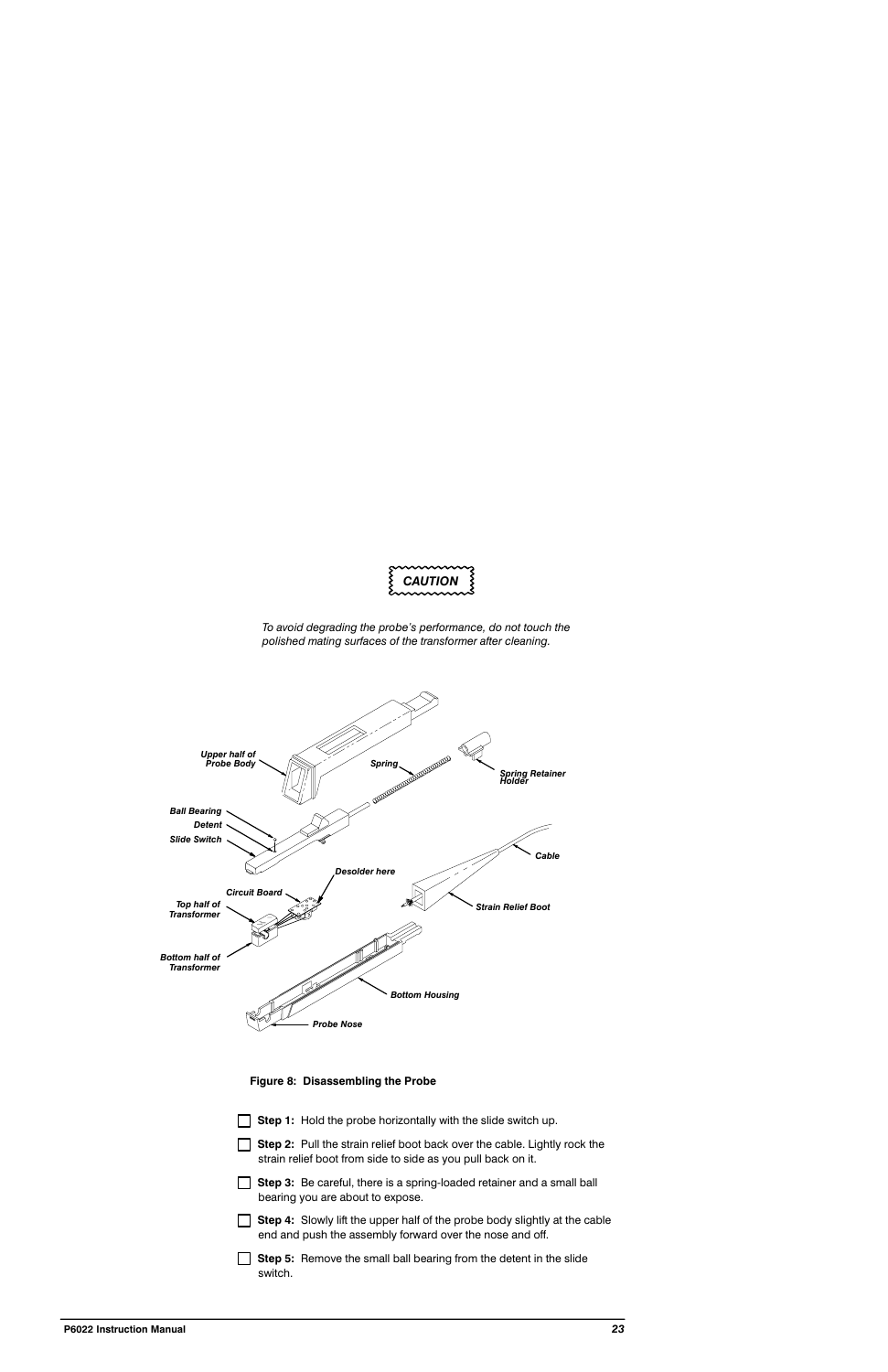**CAUTION**

*To avoid degrading the probe's performance, do not touch the polished mating surfaces of the transformer after cleaning.*

**Figure 8: Disassembling the Probe**

- [ ] **Step 1:** Hold the probe horizontally with the slide switch up.
- [ ] **Step 2:** Pull the strain relief boot back over the cable. Lightly rock the strain relief boot from side to side as you pull back on it.
- [ ] **Step 3:** Be careful, there is a spring-loaded retainer and a small ball bearing you are about to expose.
- [ ] **Step 4:** Slowly lift the upper half of the probe body slightly at the cable end and push the assembly forward over the nose and off.
- [ ] **Step 5:** Remove the small ball bearing from the detent in the slide switch.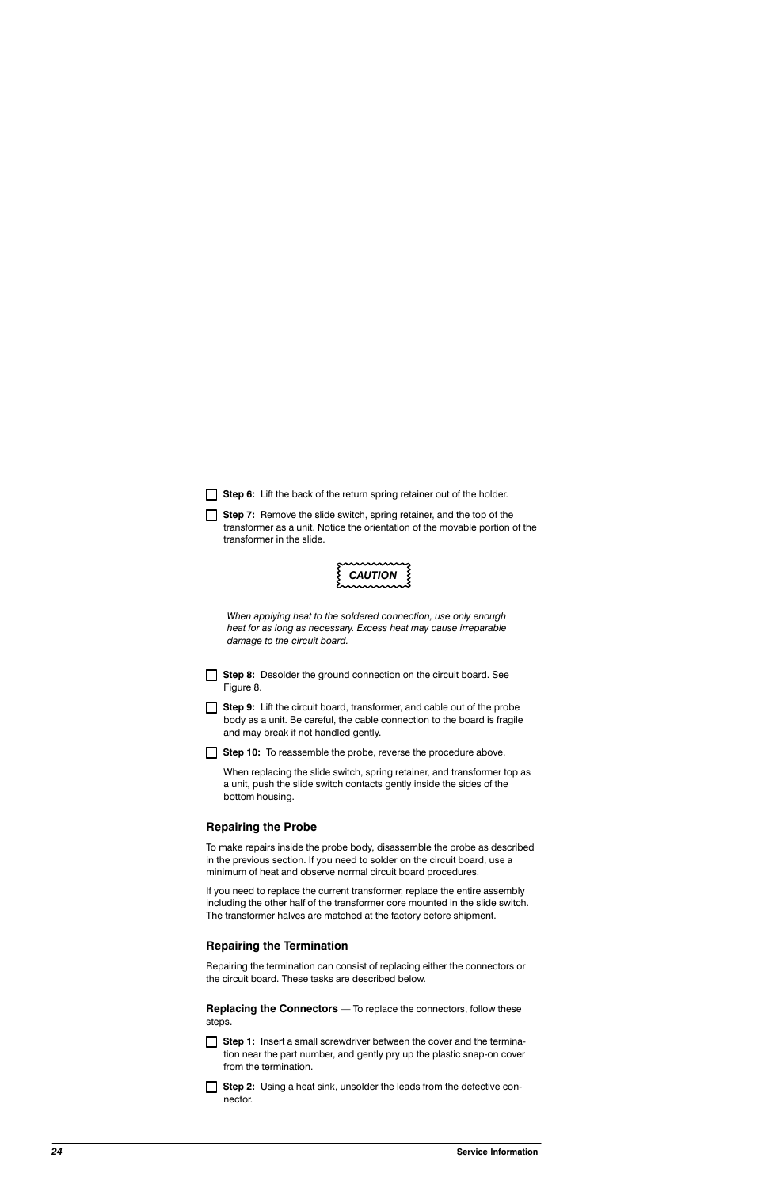- [ ] **Step 6:** Lift the back of the return spring retainer out of the holder.

- [ ] **Step 7:** Remove the slide switch, spring retainer, and the top of the transformer as a unit. Notice the orientation of the movable portion of the transformer in the slide.

**CAUTION**

*When applying heat to the soldered connection, use only enough heat for as long as necessary. Excess heat may cause irreparable damage to the circuit board.*

- [ ] **Step 8:** Desolder the ground connection on the circuit board. See Figure 8.

- [ ] **Step 9:** Lift the circuit board, transformer, and cable out of the probe body as a unit. Be careful, the cable connection to the board is fragile and may break if not handled gently.

- [ ] **Step 10:** To reassemble the probe, reverse the procedure above.

  When replacing the slide switch, spring retainer, and transformer top as a unit, push the slide switch contacts gently inside the sides of the bottom housing.

### Repairing the Probe

To make repairs inside the probe body, disassemble the probe as described in the previous section. If you need to solder on the circuit board, use a minimum of heat and observe normal circuit board procedures.

If you need to replace the current transformer, replace the entire assembly including the other half of the transformer core mounted in the slide switch. The transformer halves are matched at the factory before shipment.

### Repairing the Termination

Repairing the termination can consist of replacing either the connectors or the circuit board. These tasks are described below.

**Replacing the Connectors** — To replace the connectors, follow these steps.

- [ ] **Step 1:** Insert a small screwdriver between the cover and the termination near the part number, and gently pry up the plastic snap-on cover from the termination.

- [ ] **Step 2:** Using a heat sink, unsolder the leads from the defective connector.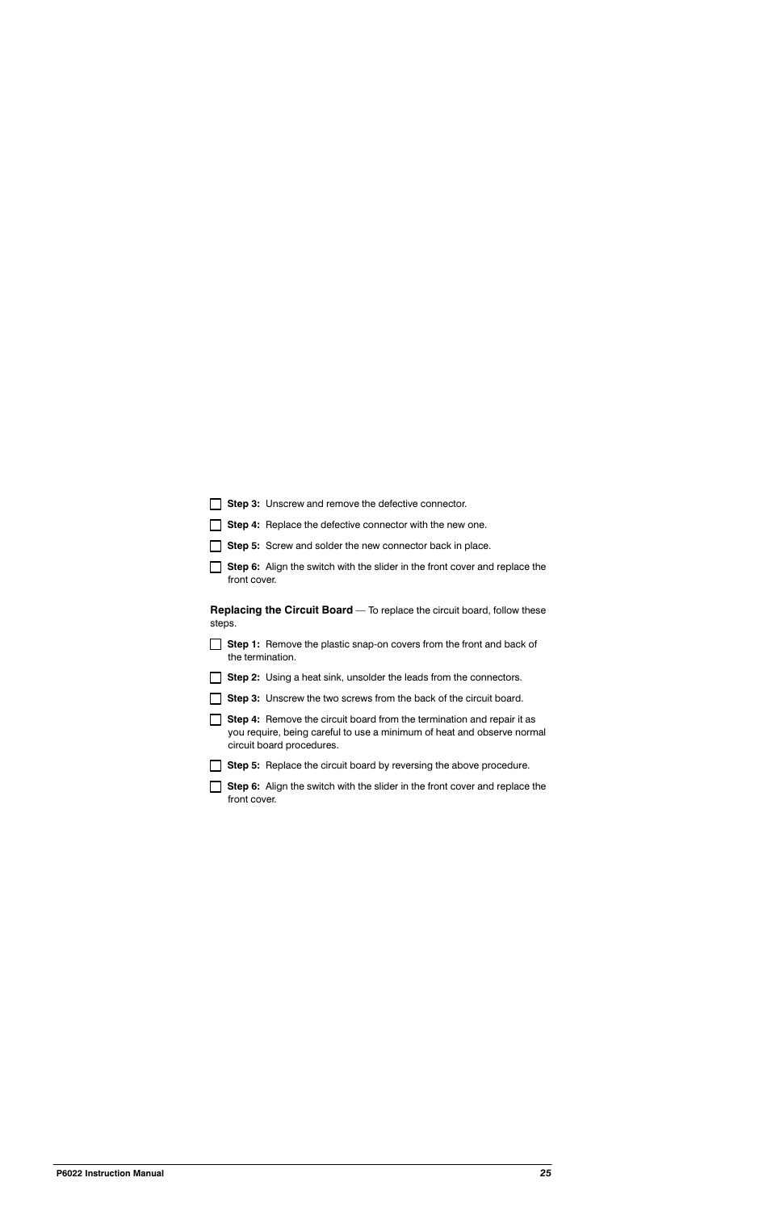- [ ] **Step 3:** Unscrew and remove the defective connector.
- [ ] **Step 4:** Replace the defective connector with the new one.
- [ ] **Step 5:** Screw and solder the new connector back in place.
- [ ] **Step 6:** Align the switch with the slider in the front cover and replace the front cover.

**Replacing the Circuit Board** — To replace the circuit board, follow these steps.

- [ ] **Step 1:** Remove the plastic snap-on covers from the front and back of the termination.
- [ ] **Step 2:** Using a heat sink, unsolder the leads from the connectors.
- [ ] **Step 3:** Unscrew the two screws from the back of the circuit board.
- [ ] **Step 4:** Remove the circuit board from the termination and repair it as you require, being careful to use a minimum of heat and observe normal circuit board procedures.
- [ ] **Step 5:** Replace the circuit board by reversing the above procedure.
- [ ] **Step 6:** Align the switch with the slider in the front cover and replace the front cover.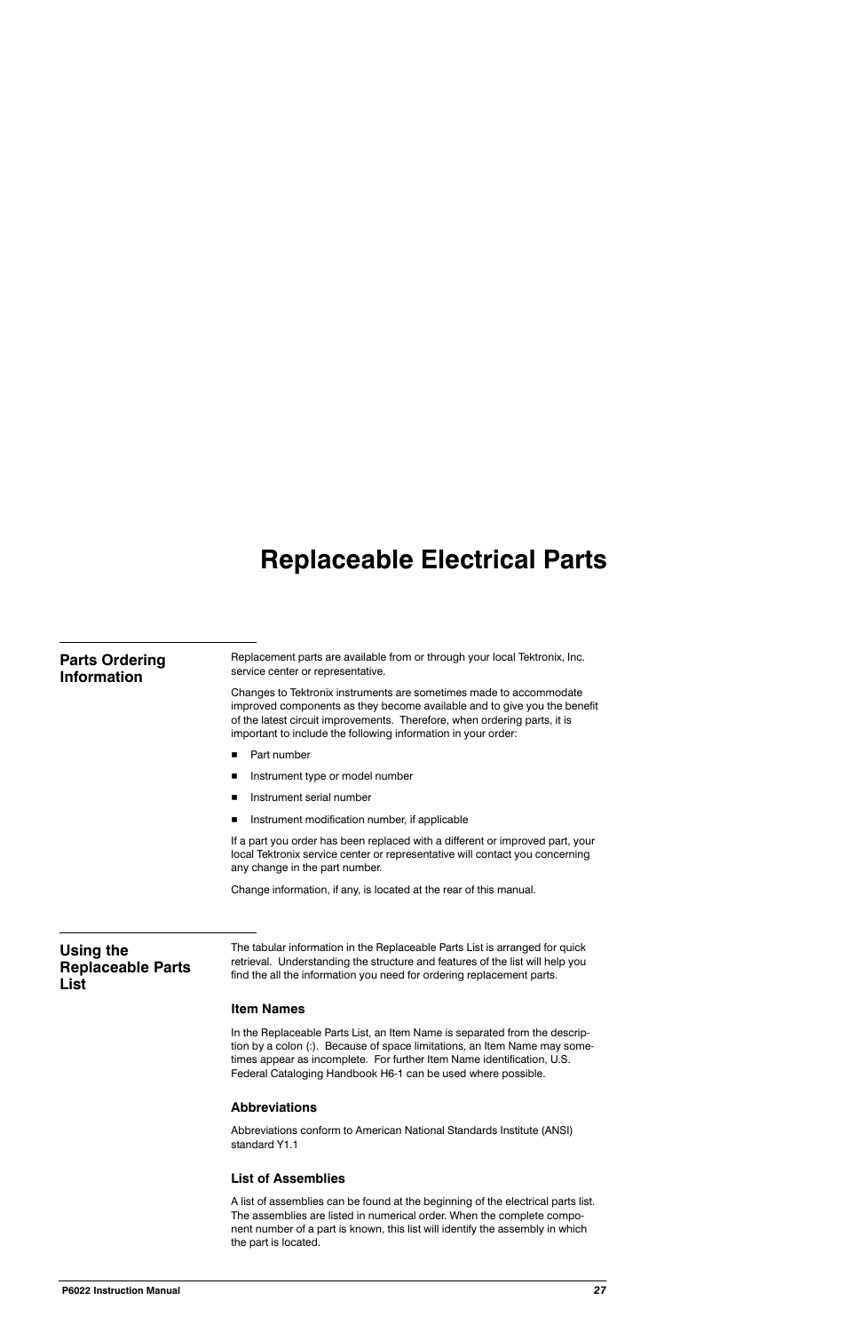# Replaceable Electrical Parts

## Parts Ordering Information

Replacement parts are available from or through your local Tektronix, Inc. service center or representative.

Changes to Tektronix instruments are sometimes made to accommodate improved components as they become available and to give you the benefit of the latest circuit improvements. Therefore, when ordering parts, it is important to include the following information in your order:

- Part number
- Instrument type or model number
- Instrument serial number
- Instrument modification number, if applicable

If a part you order has been replaced with a different or improved part, your local Tektronix service center or representative will contact you concerning any change in the part number.

Change information, if any, is located at the rear of this manual.

## Using the Replaceable Parts List

The tabular information in the Replaceable Parts List is arranged for quick retrieval. Understanding the structure and features of the list will help you find the all the information you need for ordering replacement parts.

### Item Names

In the Replaceable Parts List, an Item Name is separated from the description by a colon (:). Because of space limitations, an Item Name may sometimes appear as incomplete. For further Item Name identification, U.S. Federal Cataloging Handbook H6-1 can be used where possible.

### Abbreviations

Abbreviations conform to American National Standards Institute (ANSI) standard Y1.1

### List of Assemblies

A list of assemblies can be found at the beginning of the electrical parts list. The assemblies are listed in numerical order. When the complete component number of a part is known, this list will identify the assembly in which the part is located.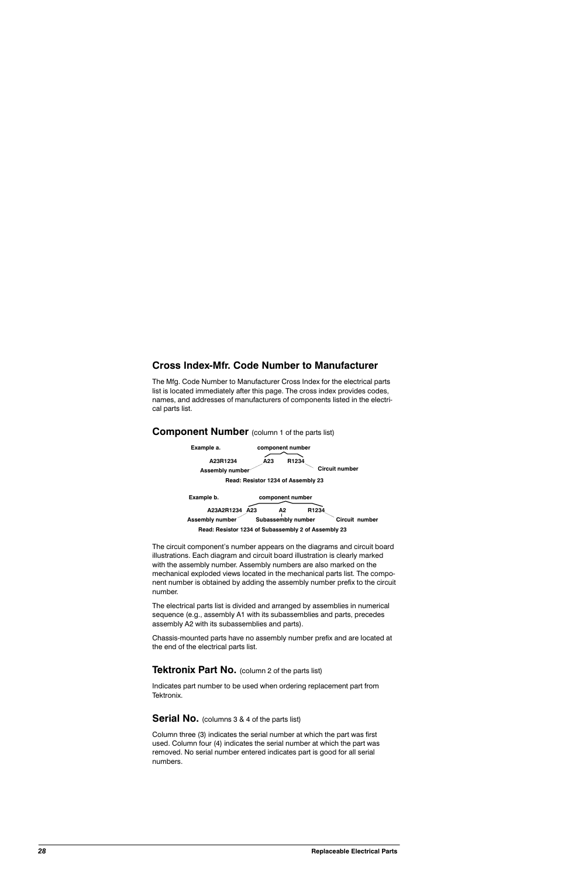## Cross Index-Mfr. Code Number to Manufacturer

The Mfg. Code Number to Manufacturer Cross Index for the electrical parts list is located immediately after this page. The cross index provides codes, names, and addresses of manufacturers of components listed in the electrical parts list.

## Component Number (column 1 of the parts list)

**Example a.**

```
                      component number
A23R1234          A23        R1234
Assembly number                       Circuit number
```

**Read: Resistor 1234 of Assembly 23**

**Example b.**

```
                           component number
A23A2R1234   A23          A2            R1234
Assembly number       Subassembly number       Circuit number
```

**Read: Resistor 1234 of Subassembly 2 of Assembly 23**

The circuit component's number appears on the diagrams and circuit board illustrations. Each diagram and circuit board illustration is clearly marked with the assembly number. Assembly numbers are also marked on the mechanical exploded views located in the mechanical parts list. The component number is obtained by adding the assembly number prefix to the circuit number.

The electrical parts list is divided and arranged by assemblies in numerical sequence (e.g., assembly A1 with its subassemblies and parts, precedes assembly A2 with its subassemblies and parts).

Chassis-mounted parts have no assembly number prefix and are located at the end of the electrical parts list.

## Tektronix Part No. (column 2 of the parts list)

Indicates part number to be used when ordering replacement part from Tektronix.

## Serial No. (columns 3 & 4 of the parts list)

Column three (3) indicates the serial number at which the part was first used. Column four (4) indicates the serial number at which the part was removed. No serial number entered indicates part is good for all serial numbers.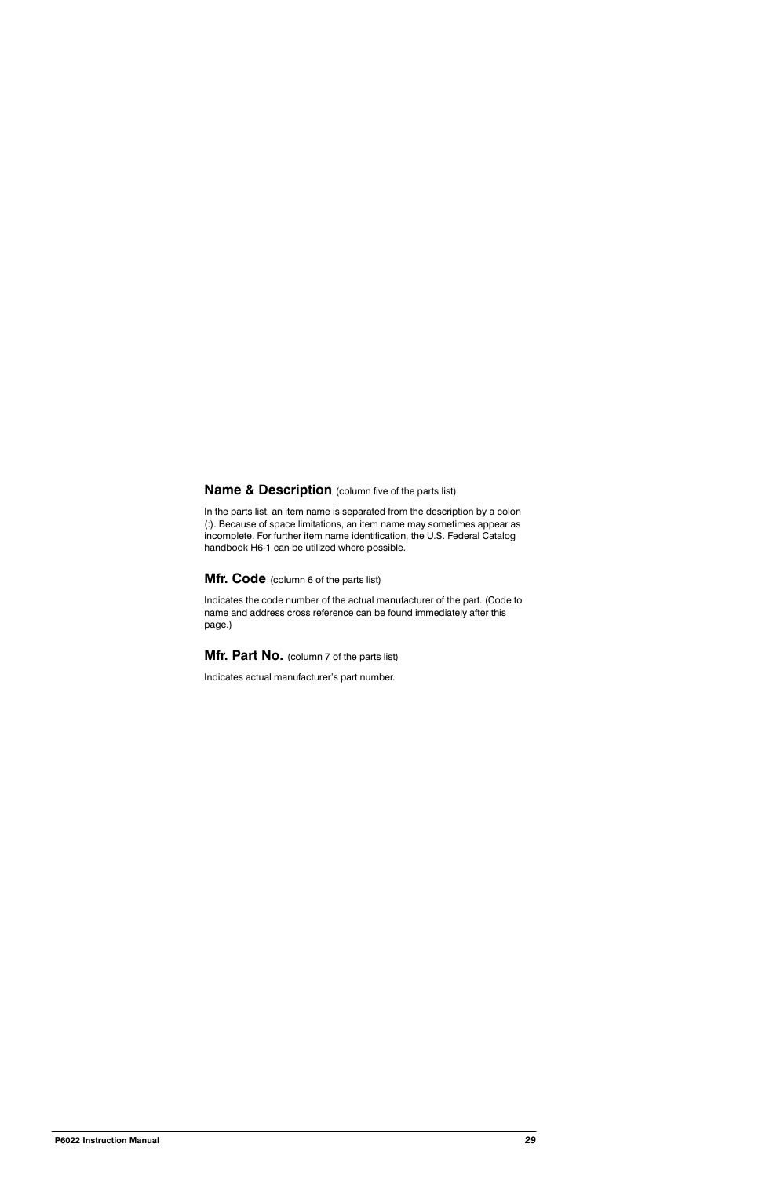### Name & Description (column five of the parts list)

In the parts list, an item name is separated from the description by a colon (:). Because of space limitations, an item name may sometimes appear as incomplete. For further item name identification, the U.S. Federal Catalog handbook H6-1 can be utilized where possible.

### Mfr. Code (column 6 of the parts list)

Indicates the code number of the actual manufacturer of the part. (Code to name and address cross reference can be found immediately after this page.)

### Mfr. Part No. (column 7 of the parts list)

Indicates actual manufacturer's part number.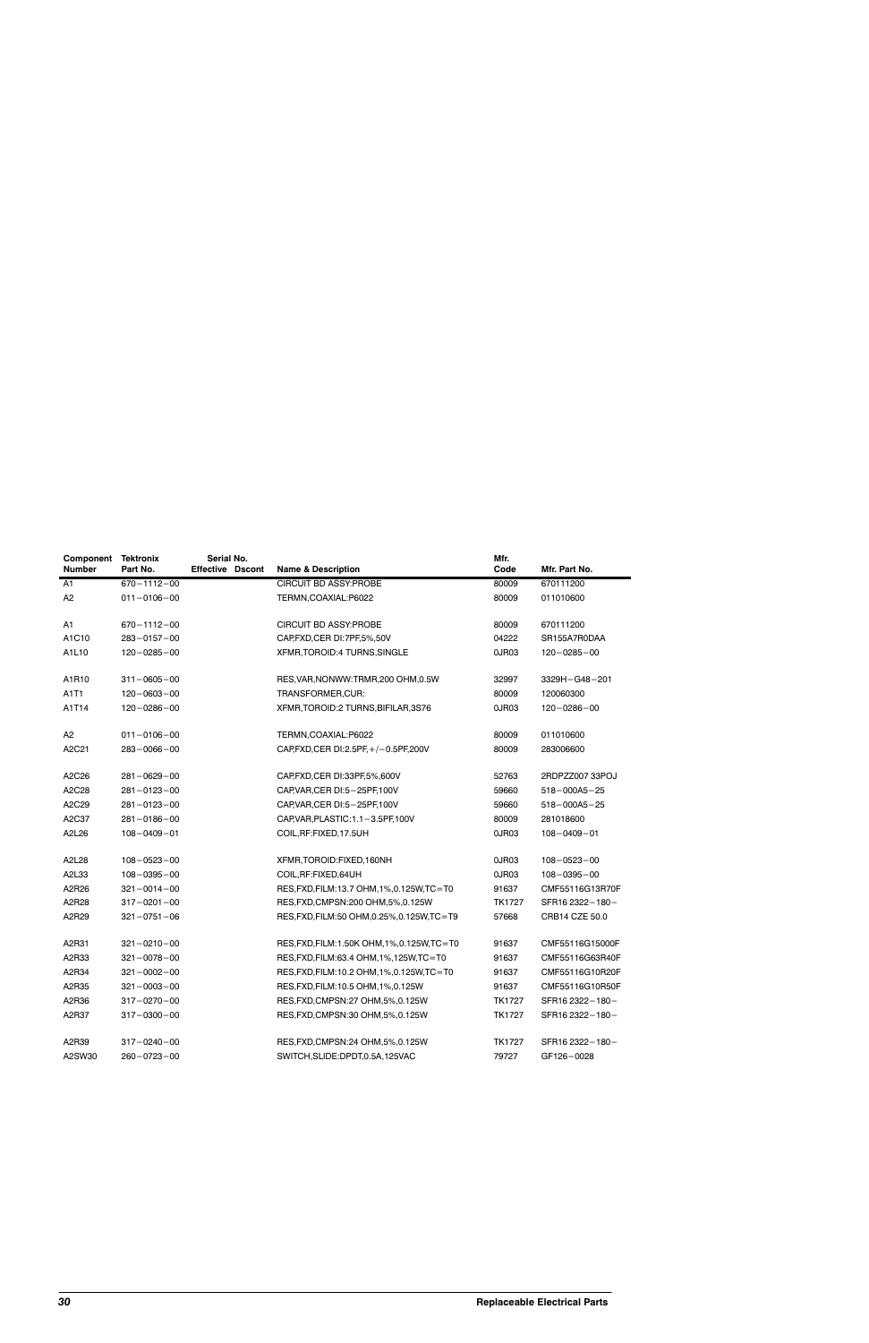| Component Number | Tektronix Part No. | Serial No. Effective | Serial No. Dscont | Name & Description | Mfr. Code | Mfr. Part No. |
|---|---|---|---|---|---|---|
| A1 | 670−1112−00 | | | CIRCUIT BD ASSY:PROBE | 80009 | 670111200 |
| A2 | 011−0106−00 | | | TERMN,COAXIAL:P6022 | 80009 | 011010600 |
| | | | | | | |
| A1 | 670−1112−00 | | | CIRCUIT BD ASSY:PROBE | 80009 | 670111200 |
| A1C10 | 283−0157−00 | | | CAP,FXD,CER DI:7PF,5%,50V | 04222 | SR155A7R0DAA |
| A1L10 | 120−0285−00 | | | XFMR,TOROID:4 TURNS,SINGLE | 0JR03 | 120−0285−00 |
| | | | | | | |
| A1R10 | 311−0605−00 | | | RES,VAR,NONWW:TRMR,200 OHM,0.5W | 32997 | 3329H−G48−201 |
| A1T1 | 120−0603−00 | | | TRANSFORMER,CUR: | 80009 | 120060300 |
| A1T14 | 120−0286−00 | | | XFMR,TOROID:2 TURNS,BIFILAR,3S76 | 0JR03 | 120−0286−00 |
| | | | | | | |
| A2 | 011−0106−00 | | | TERMN,COAXIAL:P6022 | 80009 | 011010600 |
| A2C21 | 283−0066−00 | | | CAP,FXD,CER DI:2.5PF,+/−0.5PF,200V | 80009 | 283006600 |
| | | | | | | |
| A2C26 | 281−0629−00 | | | CAP,FXD,CER DI:33PF,5%,600V | 52763 | 2RDPZZ007 33POJ |
| A2C28 | 281−0123−00 | | | CAP,VAR,CER DI:5−25PF,100V | 59660 | 518−000A5−25 |
| A2C29 | 281−0123−00 | | | CAP,VAR,CER DI:5−25PF,100V | 59660 | 518−000A5−25 |
| A2C37 | 281−0186−00 | | | CAP,VAR,PLASTIC:1.1−3.5PF,100V | 80009 | 281018600 |
| A2L26 | 108−0409−01 | | | COIL,RF:FIXED,17.5UH | 0JR03 | 108−0409−01 |
| | | | | | | |
| A2L28 | 108−0523−00 | | | XFMR,TOROID:FIXED,160NH | 0JR03 | 108−0523−00 |
| A2L33 | 108−0395−00 | | | COIL,RF:FIXED,64UH | 0JR03 | 108−0395−00 |
| A2R26 | 321−0014−00 | | | RES,FXD,FILM:13.7 OHM,1%,0.125W,TC=T0 | 91637 | CMF55116G13R70F |
| A2R28 | 317−0201−00 | | | RES,FXD,CMPSN:200 OHM,5%,0.125W | TK1727 | SFR16 2322−180− |
| A2R29 | 321−0751−06 | | | RES,FXD,FILM:50 OHM,0.25%,0.125W,TC=T9 | 57668 | CRB14 CZE 50.0 |
| | | | | | | |
| A2R31 | 321−0210−00 | | | RES,FXD,FILM:1.50K OHM,1%,0.125W,TC=T0 | 91637 | CMF55116G15000F |
| A2R33 | 321−0078−00 | | | RES,FXD,FILM:63.4 OHM,1%,125W,TC=T0 | 91637 | CMF55116G63R40F |
| A2R34 | 321−0002−00 | | | RES,FXD,FILM:10.2 OHM,1%,0.125W,TC=T0 | 91637 | CMF55116G10R20F |
| A2R35 | 321−0003−00 | | | RES,FXD,FILM:10.5 OHM,1%,0.125W | 91637 | CMF55116G10R50F |
| A2R36 | 317−0270−00 | | | RES,FXD,CMPSN:27 OHM,5%,0.125W | TK1727 | SFR16 2322−180− |
| A2R37 | 317−0300−00 | | | RES,FXD,CMPSN:30 OHM,5%,0.125W | TK1727 | SFR16 2322−180− |
| | | | | | | |
| A2R39 | 317−0240−00 | | | RES,FXD,CMPSN:24 OHM,5%,0.125W | TK1727 | SFR16 2322−180− |
| A2SW30 | 260−0723−00 | | | SWITCH,SLIDE:DPDT,0.5A,125VAC | 79727 | GF126−0028 |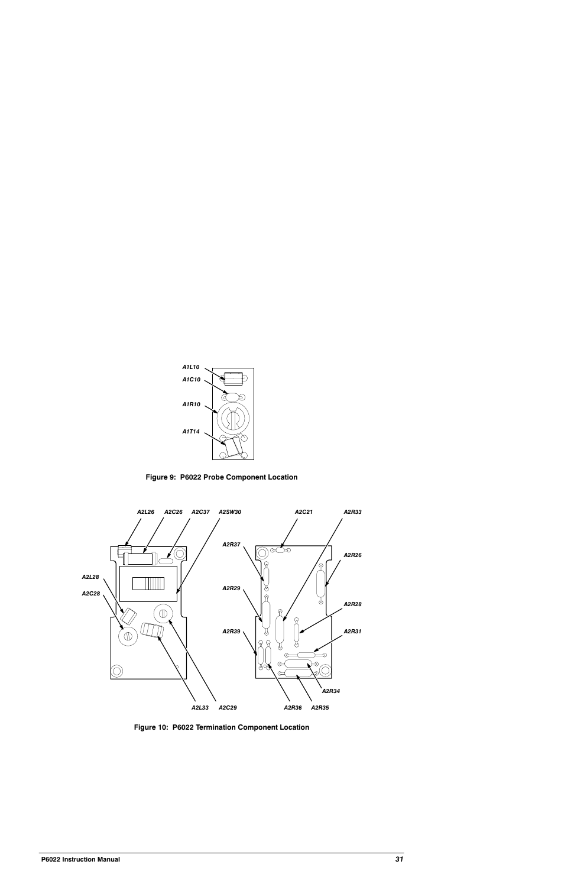A1L10

A1C10

A1R10

A1T14

Figure 9: P6022 Probe Component Location

A2L26 A2C26 A2C37 A2SW30

A2L28

A2C28

A2L33 A2C29

A2C21 A2R33

A2R37

A2R26

A2R29

A2R28

A2R39

A2R31

A2R34

A2R36 A2R35

Figure 10: P6022 Termination Component Location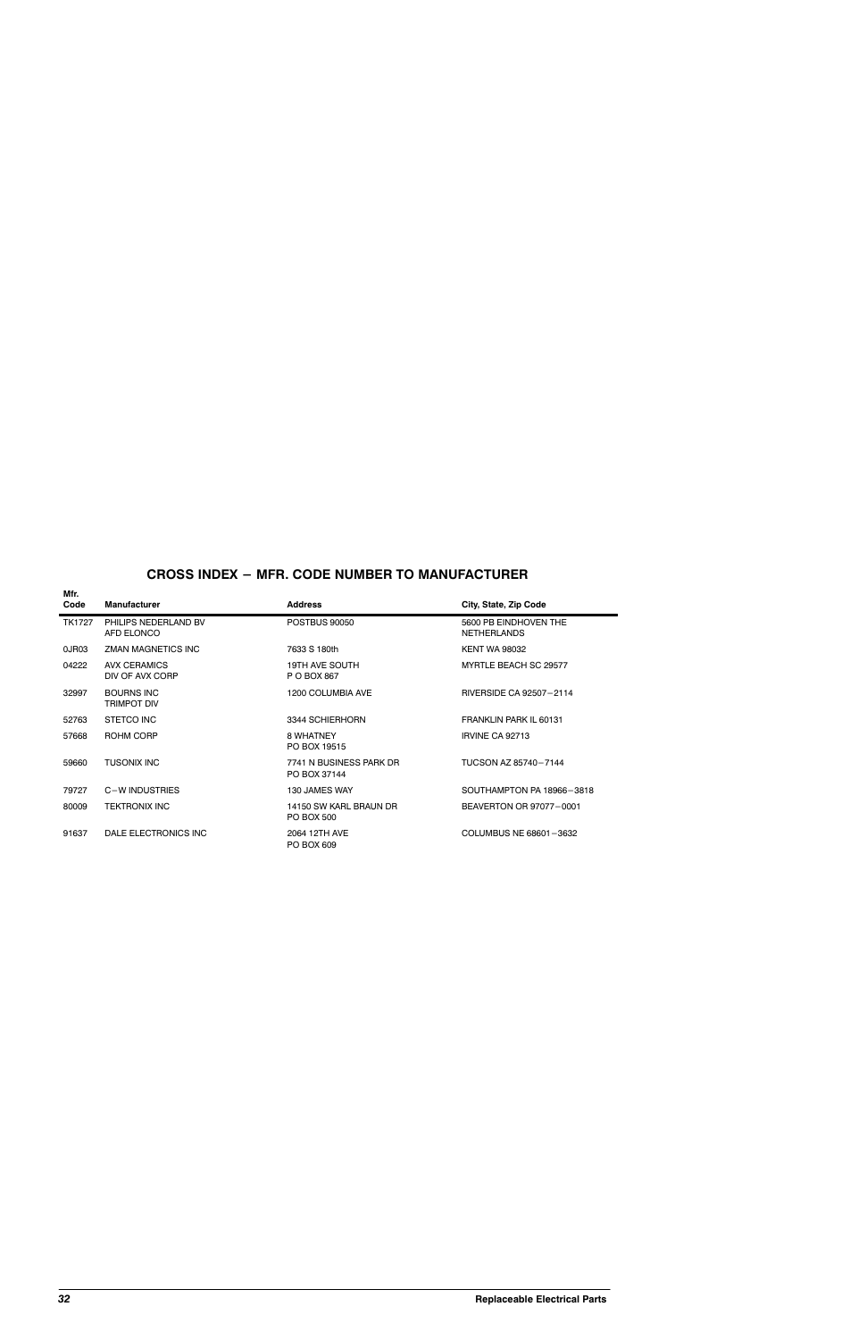## CROSS INDEX – MFR. CODE NUMBER TO MANUFACTURER

| Mfr. Code | Manufacturer | Address | City, State, Zip Code |
|---|---|---|---|
| TK1727 | PHILIPS NEDERLAND BV AFD ELONCO | POSTBUS 90050 | 5600 PB EINDHOVEN THE NETHERLANDS |
| 0JR03 | ZMAN MAGNETICS INC | 7633 S 180th | KENT WA 98032 |
| 04222 | AVX CERAMICS DIV OF AVX CORP | 19TH AVE SOUTH P O BOX 867 | MYRTLE BEACH SC 29577 |
| 32997 | BOURNS INC TRIMPOT DIV | 1200 COLUMBIA AVE | RIVERSIDE CA 92507–2114 |
| 52763 | STETCO INC | 3344 SCHIERHORN | FRANKLIN PARK IL 60131 |
| 57668 | ROHM CORP | 8 WHATNEY PO BOX 19515 | IRVINE CA 92713 |
| 59660 | TUSONIX INC | 7741 N BUSINESS PARK DR PO BOX 37144 | TUCSON AZ 85740–7144 |
| 79727 | C–W INDUSTRIES | 130 JAMES WAY | SOUTHAMPTON PA 18966–3818 |
| 80009 | TEKTRONIX INC | 14150 SW KARL BRAUN DR PO BOX 500 | BEAVERTON OR 97077–0001 |
| 91637 | DALE ELECTRONICS INC | 2064 12TH AVE PO BOX 609 | COLUMBUS NE 68601–3632 |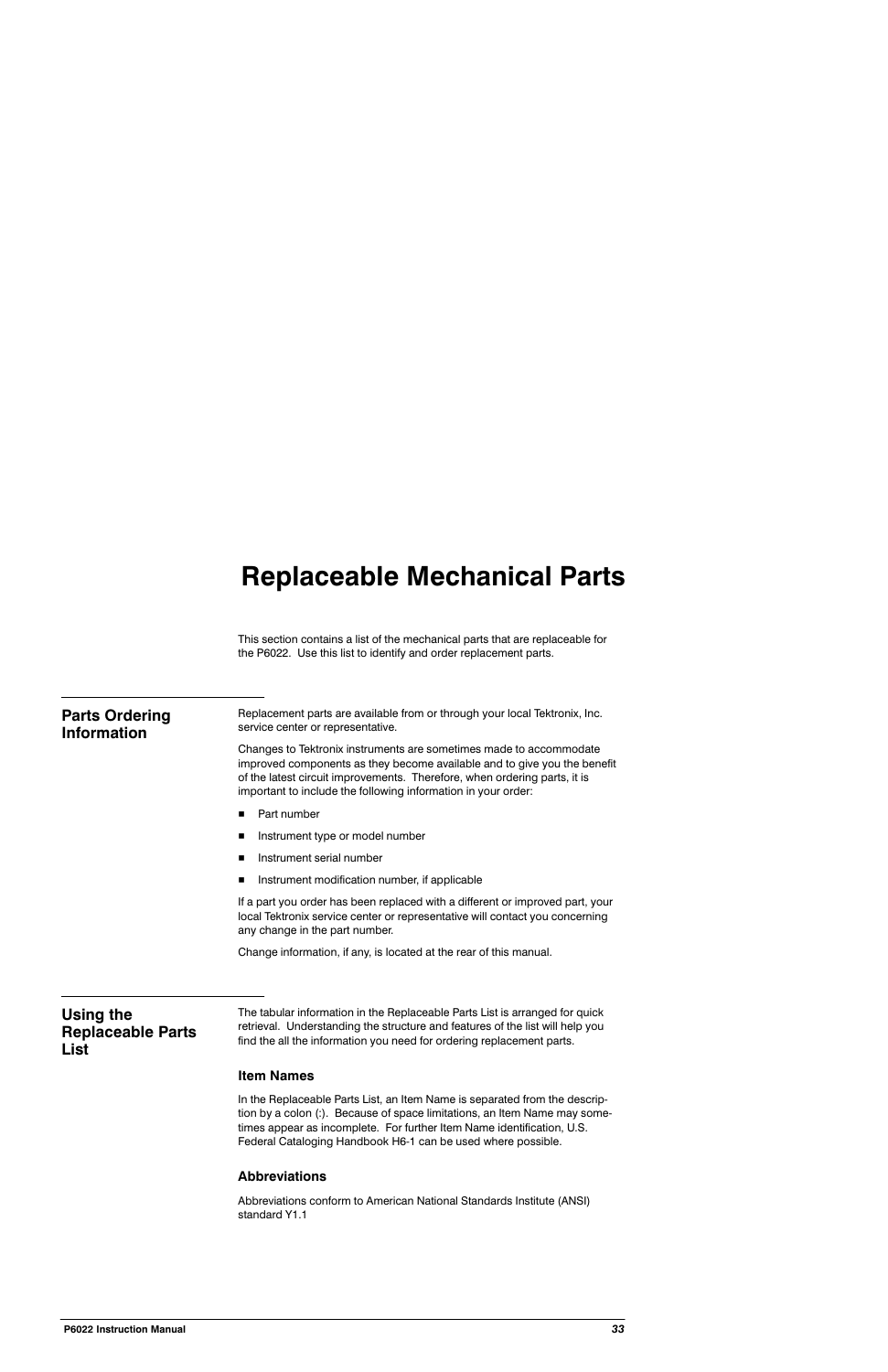# Replaceable Mechanical Parts

This section contains a list of the mechanical parts that are replaceable for the P6022. Use this list to identify and order replacement parts.

## Parts Ordering Information

Replacement parts are available from or through your local Tektronix, Inc. service center or representative.

Changes to Tektronix instruments are sometimes made to accommodate improved components as they become available and to give you the benefit of the latest circuit improvements. Therefore, when ordering parts, it is important to include the following information in your order:

- Part number
- Instrument type or model number
- Instrument serial number
- Instrument modification number, if applicable

If a part you order has been replaced with a different or improved part, your local Tektronix service center or representative will contact you concerning any change in the part number.

Change information, if any, is located at the rear of this manual.

## Using the Replaceable Parts List

The tabular information in the Replaceable Parts List is arranged for quick retrieval. Understanding the structure and features of the list will help you find the all the information you need for ordering replacement parts.

### Item Names

In the Replaceable Parts List, an Item Name is separated from the description by a colon (:). Because of space limitations, an Item Name may sometimes appear as incomplete. For further Item Name identification, U.S. Federal Cataloging Handbook H6-1 can be used where possible.

### Abbreviations

Abbreviations conform to American National Standards Institute (ANSI) standard Y1.1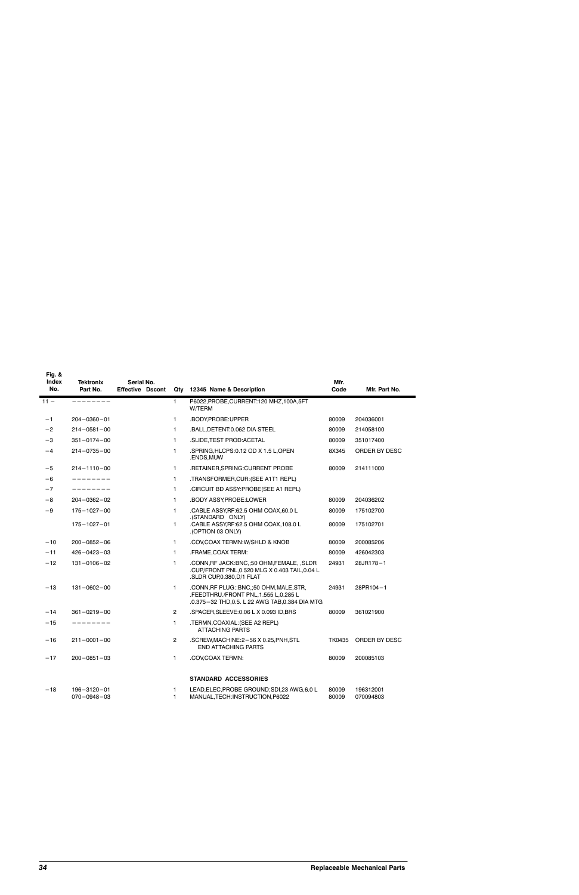| Fig. & Index No. | Tektronix Part No. | Serial No. Effective | Dscont | Qty | 12345 Name & Description | Mfr. Code | Mfr. Part No. |
|---|---|---|---|---|---|---|---|
| 11 – | – – – – – – – – | | | 1 | P6022,PROBE,CURRENT:120 MHZ,100A,5FT W/TERM | | |
| –1 | 204–0360–01 | | | 1 | .BODY,PROBE:UPPER | 80009 | 204036001 |
| –2 | 214–0581–00 | | | 1 | .BALL,DETENT:0.062 DIA STEEL | 80009 | 214058100 |
| –3 | 351–0174–00 | | | 1 | .SLIDE,TEST PROD:ACETAL | 80009 | 351017400 |
| –4 | 214–0735–00 | | | 1 | .SPRING,HLCPS:0.12 OD X 1.5 L,OPEN .ENDS,MUW | 8X345 | ORDER BY DESC |
| –5 | 214–1110–00 | | | 1 | .RETAINER,SPRING:CURRENT PROBE | 80009 | 214111000 |
| –6 | – – – – – – – – | | | 1 | .TRANSFORMER,CUR:(SEE A1T1 REPL) | | |
| –7 | – – – – – – – – | | | 1 | .CIRCUIT BD ASSY:PROBE(SEE A1 REPL) | | |
| –8 | 204–0362–02 | | | 1 | .BODY ASSY,PROBE:LOWER | 80009 | 204036202 |
| –9 | 175–1027–00 | | | 1 | .CABLE ASSY,RF:62.5 OHM COAX,60.0 L .(STANDARD ONLY) | 80009 | 175102700 |
| | 175–1027–01 | | | 1 | .CABLE ASSY,RF:62.5 OHM COAX,108.0 L .(OPTION 03 ONLY) | 80009 | 175102701 |
| –10 | 200–0852–06 | | | 1 | .COV,COAX TERMN:W/SHLD & KNOB | 80009 | 200085206 |
| –11 | 426–0423–03 | | | 1 | .FRAME,COAX TERM: | 80009 | 426042303 |
| –12 | 131–0106–02 | | | 1 | .CONN,RF JACK:BNC,;50 OHM,FEMALE, ,SLDR .CUP/FRONT PNL,0.520 MLG X 0.403 TAIL,0.04 L .SLDR CUP,0.380,D/1 FLAT | 24931 | 28JR178–1 |
| –13 | 131–0602–00 | | | 1 | .CONN,RF PLUG::BNC,;50 OHM,MALE,STR, .FEEDTHRU,/FRONT PNL,1.555 L,0.285 L .0.375–32 THD,0.5. L 22 AWG TAB,0.384 DIA MTG | 24931 | 28PR104–1 |
| –14 | 361–0219–00 | | | 2 | .SPACER,SLEEVE:0.06 L X 0.093 ID,BRS | 80009 | 361021900 |
| –15 | – – – – – – – – | | | 1 | .TERMN,COAXIAL:(SEE A2 REPL) ATTACHING PARTS | | |
| –16 | 211–0001–00 | | | 2 | .SCREW,MACHINE:2–56 X 0.25,PNH,STL END ATTACHING PARTS | TK0435 | ORDER BY DESC |
| –17 | 200–0851–03 | | | 1 | .COV,COAX TERMN: | 80009 | 200085103 |
| | | | | | **STANDARD ACCESSORIES** | | |
| –18 | 196–3120–01 | | | 1 | LEAD,ELEC,PROBE GROUND;SDI,23 AWG,6.0 L | 80009 | 196312001 |
| | 070–0948–03 | | | 1 | MANUAL,TECH:INSTRUCTION,P6022 | 80009 | 070094803 |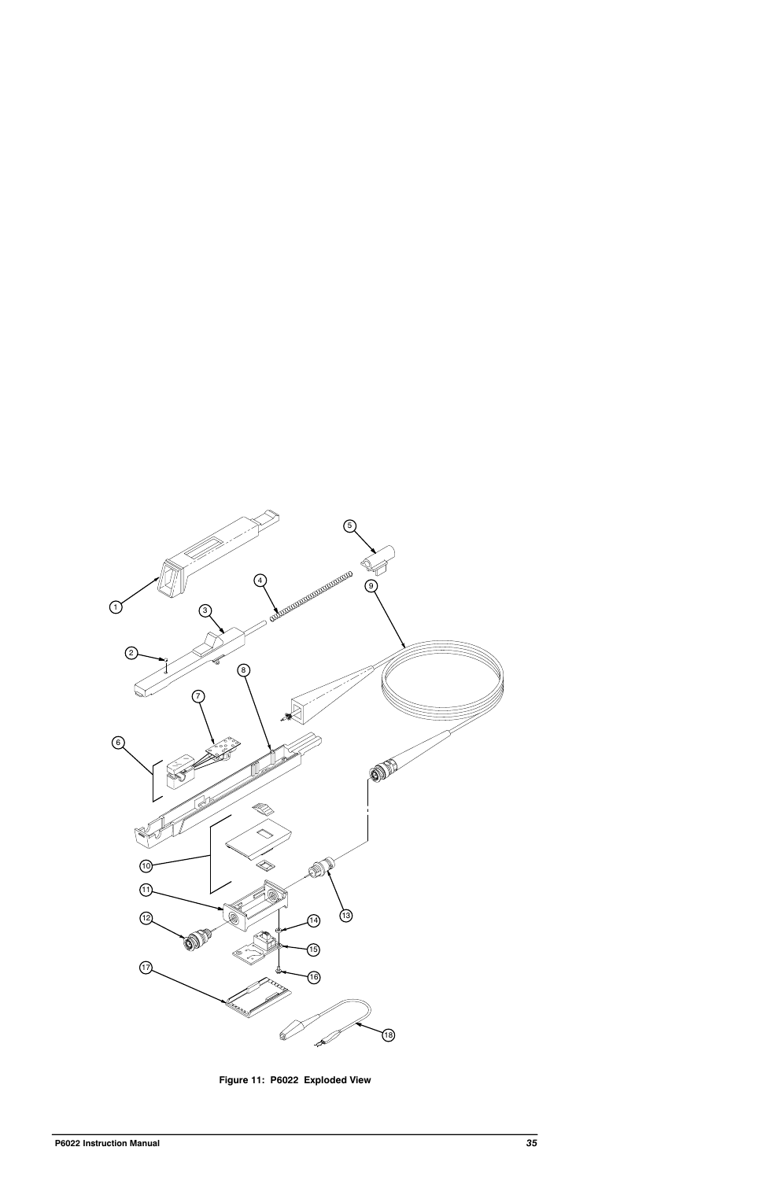Figure 11: P6022 Exploded View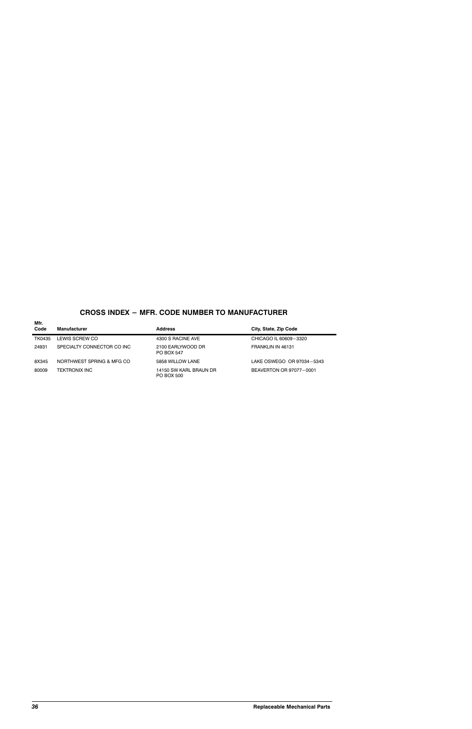## CROSS INDEX – MFR. CODE NUMBER TO MANUFACTURER

| Mfr. Code | Manufacturer | Address | City, State, Zip Code |
| --- | --- | --- | --- |
| TK0435 | LEWIS SCREW CO | 4300 S RACINE AVE | CHICAGO IL 60609–3320 |
| 24931 | SPECIALTY CONNECTOR CO INC | 2100 EARLYWOOD DR PO BOX 547 | FRANKLIN IN 46131 |
| 8X345 | NORTHWEST SPRING & MFG CO | 5858 WILLOW LANE | LAKE OSWEGO OR 97034–5343 |
| 80009 | TEKTRONIX INC | 14150 SW KARL BRAUN DR PO BOX 500 | BEAVERTON OR 97077–0001 |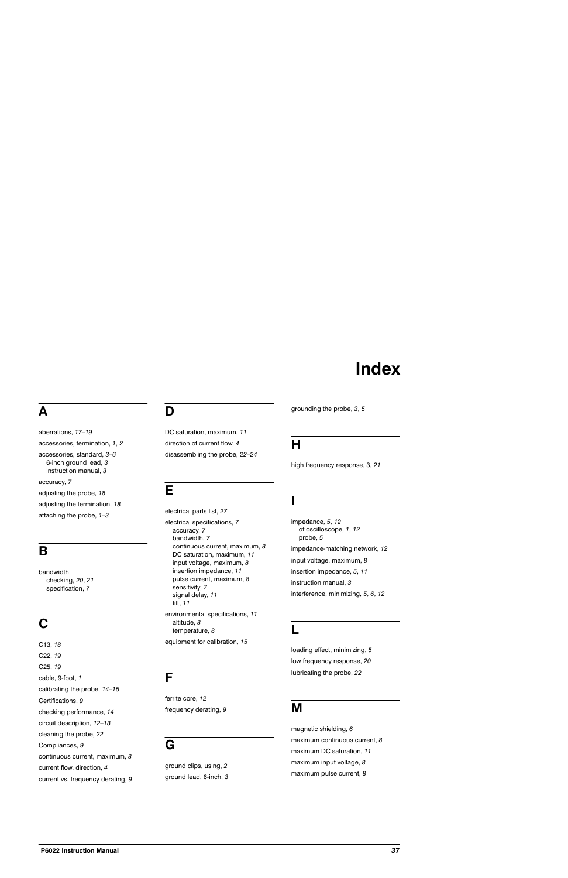# Index

## A

aberrations, *17–19*

accessories, termination, *1*, *2*

accessories, standard, *3–6*
- 6-inch ground lead, *3*
- instruction manual, *3*

accuracy, *7*

adjusting the probe, *18*

adjusting the termination, *18*

attaching the probe, *1–3*

## B

bandwidth
- checking, *20*, *21*
- specification, *7*

## C

C13, *18*

C22, *19*

C25, *19*

cable, 9-foot, *1*

calibrating the probe, *14–15*

Certifications, *9*

checking performance, *14*

circuit description, *12–13*

cleaning the probe, *22*

Compliances, *9*

continuous current, maximum, *8*

current flow, direction, *4*

current vs. frequency derating, *9*

## D

DC saturation, maximum, *11*

direction of current flow, *4*

disassembling the probe, *22–24*

## E

electrical parts list, *27*

electrical specifications, *7*
- accuracy, *7*
- bandwidth, *7*
- continuous current, maximum, *8*
- DC saturation, maximum, *11*
- input voltage, maximum, *8*
- insertion impedance, *11*
- pulse current, maximum, *8*
- sensitivity, *7*
- signal delay, *11*
- tilt, *11*

environmental specifications, *11*
- altitude, *8*
- temperature, *8*

equipment for calibration, *15*

## F

ferrite core, *12*

frequency derating, *9*

## G

ground clips, using, *2*

ground lead, 6-inch, *3*

grounding the probe, *3*, *5*

## H

high frequency response, 3, *21*

## I

impedance, *5*, *12*
- of oscilloscope, *1*, *12*
- probe, *5*

impedance-matching network, *12*

input voltage, maximum, *8*

insertion impedance, *5*, *11*

instruction manual, *3*

interference, minimizing, *5*, *6*, *12*

## L

loading effect, minimizing, *5*

low frequency response, *20*

lubricating the probe, *22*

## M

magnetic shielding, *6*

maximum continuous current, *8*

maximum DC saturation, *11*

maximum input voltage, *8*

maximum pulse current, *8*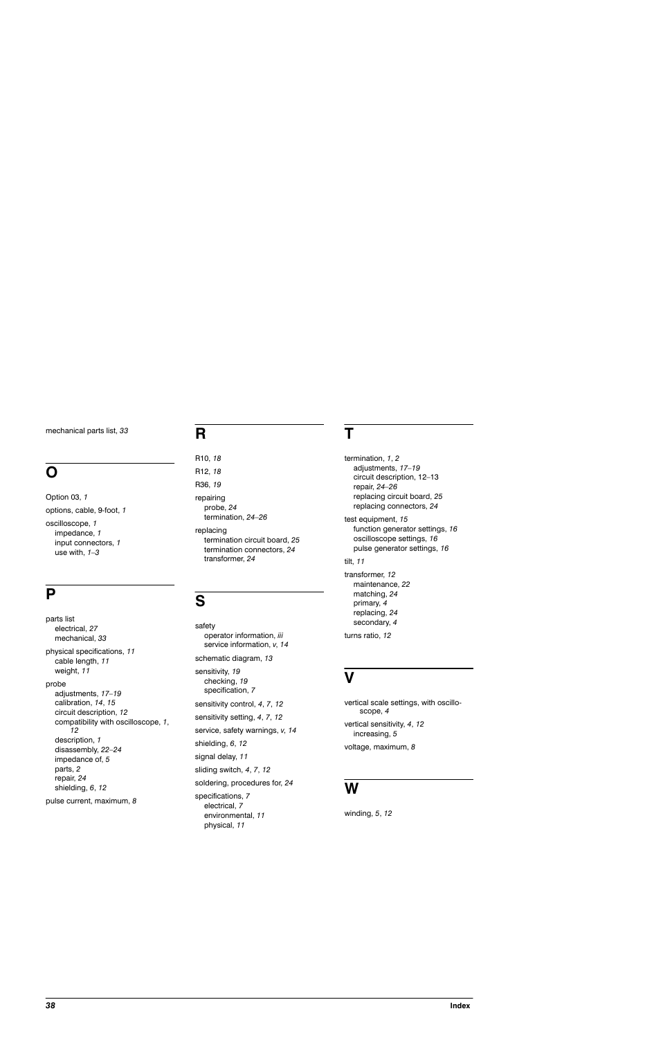mechanical parts list, *33*

## O

Option 03, *1*

options, cable, 9-foot, *1*

oscilloscope, *1*
- impedance, *1*
- input connectors, *1*
- use with, *1–3*

## P

parts list
- electrical, *27*
- mechanical, *33*

physical specifications, *11*
- cable length, *11*
- weight, *11*

probe
- adjustments, *17–19*
- calibration, *14*, *15*
- circuit description, *12*
- compatibility with oscilloscope, *1*, *12*
- description, *1*
- disassembly, *22–24*
- impedance of, *5*
- parts, *2*
- repair, *24*
- shielding, *6*, *12*

pulse current, maximum, *8*

## R

R10, *18*

R12, *18*

R36, *19*

repairing
- probe, *24*
- termination, *24–26*

replacing
- termination circuit board, *25*
- termination connectors, *24*
- transformer, *24*

## S

safety
- operator information, *iii*
- service information, *v*, *14*

schematic diagram, *13*

sensitivity, *19*
- checking, *19*
- specification, *7*

sensitivity control, *4*, *7*, *12*

sensitivity setting, *4*, *7*, *12*

service, safety warnings, *v*, *14*

shielding, *6*, *12*

signal delay, *11*

sliding switch, *4*, *7*, *12*

soldering, procedures for, *24*

specifications, *7*
- electrical, *7*
- environmental, *11*
- physical, *11*

## T

termination, *1*, *2*
- adjustments, *17–19*
- circuit description, 12–13
- repair, *24–26*
- replacing circuit board, *25*
- replacing connectors, *24*

test equipment, *15*
- function generator settings, *16*
- oscilloscope settings, *16*
- pulse generator settings, *16*

tilt, *11*

transformer, *12*
- maintenance, *22*
- matching, *24*
- primary, *4*
- replacing, *24*
- secondary, *4*

turns ratio, *12*

## V

vertical scale settings, with oscilloscope, *4*

vertical sensitivity, *4*, *12*
- increasing, *5*

voltage, maximum, *8*

## W

winding, *5*, *12*